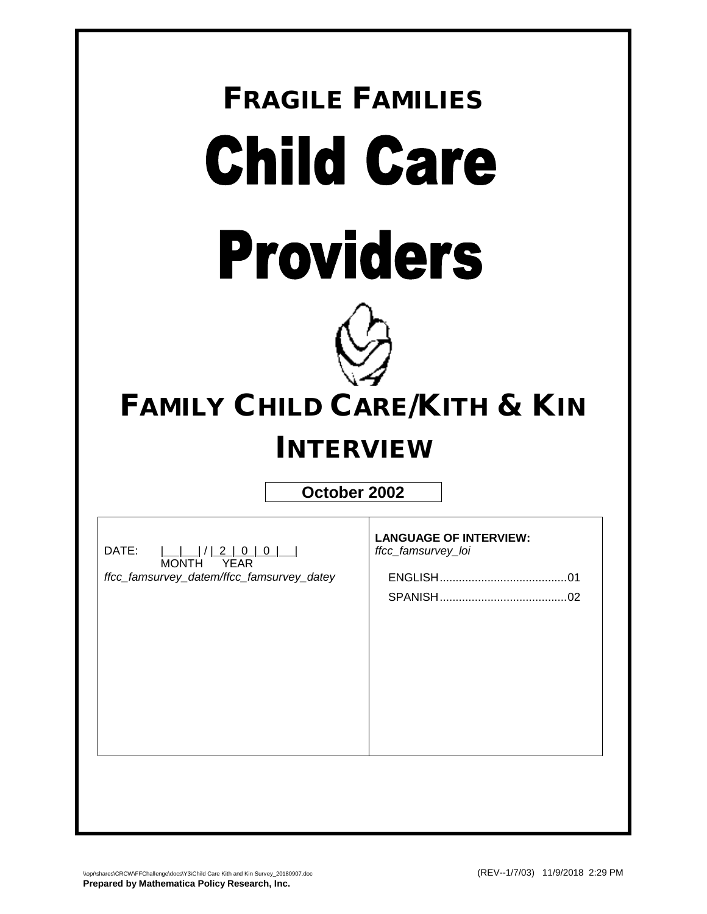# FRAGILE FAMILIES

# Child Care Providers

# FAMILY CHILD CARE/KITH & KIN INTERVIEW

**October 2002**

DATE: |__|__| / |_2_|_0_|_0_|__|
MONTH YEAR

*ffcc_famsurvey_datem/ffcc_famsurvey_datey*

**LANGUAGE OF INTERVIEW:**
*ffcc_famsurvey_loi*

ENGLISH........................................01
SPANISH........................................02

\\opr\shares\CRCW\FFChallenge\docs\Y3\Child Care Kith and Kin Survey_20180907.doc (REV--1/7/03) 11/9/2018 2:29 PM

**Prepared by Mathematica Policy Research, Inc.**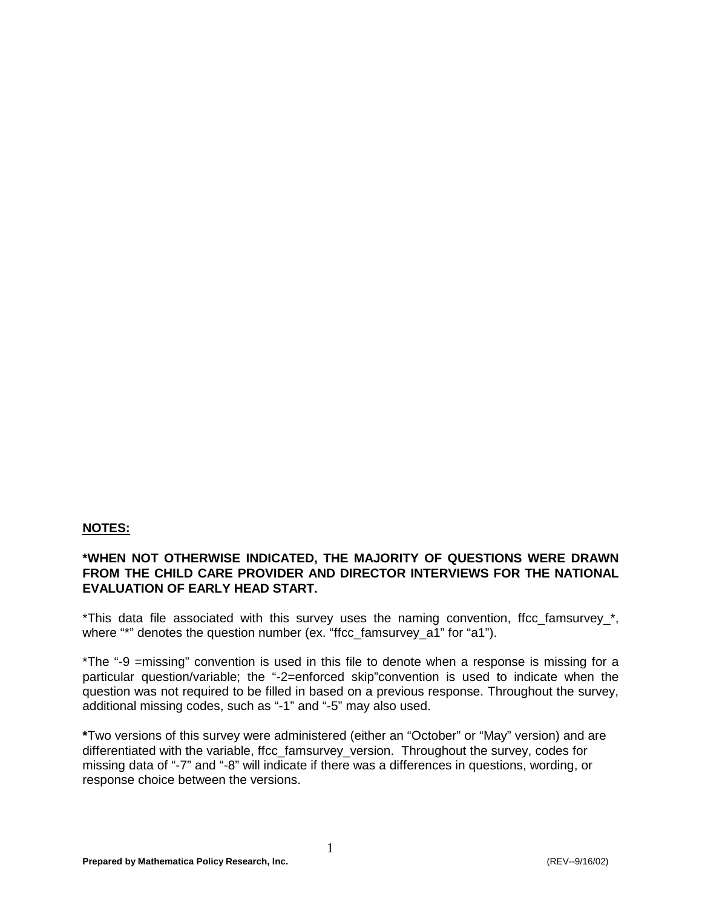**NOTES:**

***WHEN NOT OTHERWISE INDICATED, THE MAJORITY OF QUESTIONS WERE DRAWN FROM THE CHILD CARE PROVIDER AND DIRECTOR INTERVIEWS FOR THE NATIONAL EVALUATION OF EARLY HEAD START.**

*This data file associated with this survey uses the naming convention, ffcc_famsurvey_*, where "*" denotes the question number (ex. "ffcc_famsurvey_a1" for "a1").

*The "-9 =missing" convention is used in this file to denote when a response is missing for a particular question/variable; the "-2=enforced skip"convention is used to indicate when the question was not required to be filled in based on a previous response. Throughout the survey, additional missing codes, such as "-1" and "-5" may also used.

*Two versions of this survey were administered (either an "October" or "May" version) and are differentiated with the variable, ffcc_famsurvey_version. Throughout the survey, codes for missing data of "-7" and "-8" will indicate if there was a differences in questions, wording, or response choice between the versions.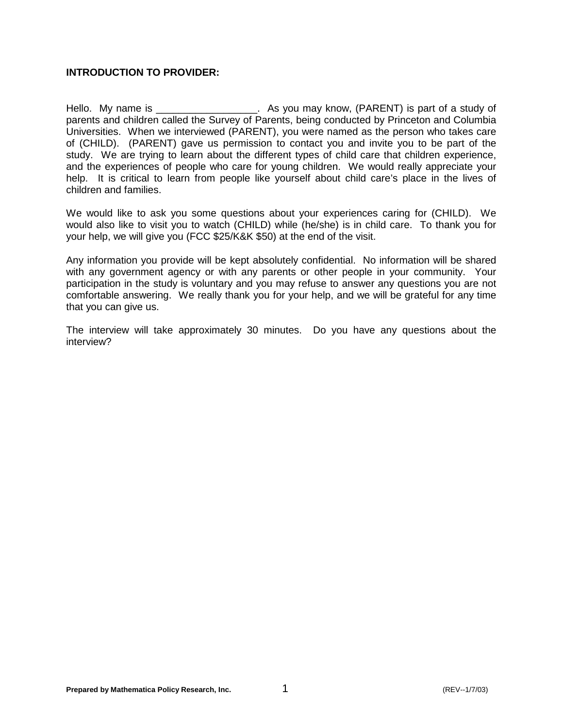**INTRODUCTION TO PROVIDER:**

Hello. My name is __________________. As you may know, (PARENT) is part of a study of parents and children called the Survey of Parents, being conducted by Princeton and Columbia Universities. When we interviewed (PARENT), you were named as the person who takes care of (CHILD). (PARENT) gave us permission to contact you and invite you to be part of the study. We are trying to learn about the different types of child care that children experience, and the experiences of people who care for young children. We would really appreciate your help. It is critical to learn from people like yourself about child care's place in the lives of children and families.

We would like to ask you some questions about your experiences caring for (CHILD). We would also like to visit you to watch (CHILD) while (he/she) is in child care. To thank you for your help, we will give you (FCC $25/K&K $50) at the end of the visit.

Any information you provide will be kept absolutely confidential. No information will be shared with any government agency or with any parents or other people in your community. Your participation in the study is voluntary and you may refuse to answer any questions you are not comfortable answering. We really thank you for your help, and we will be grateful for any time that you can give us.

The interview will take approximately 30 minutes. Do you have any questions about the interview?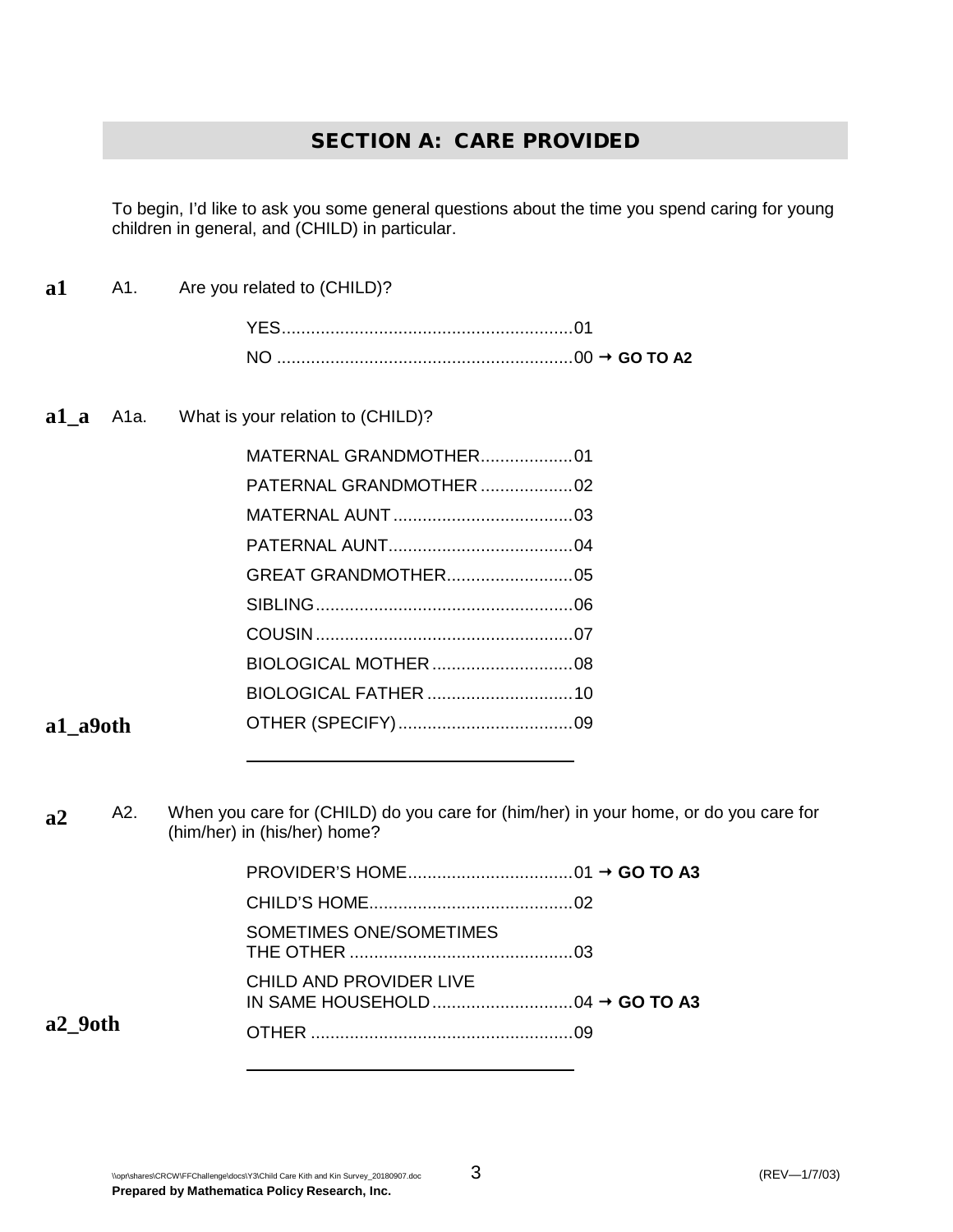## SECTION A: CARE PROVIDED

To begin, I'd like to ask you some general questions about the time you spend caring for young children in general, and (CHILD) in particular.

**a1** A1. Are you related to (CHILD)?

YES............................................................01
NO ............................................................00 → **GO TO A2**

**a1_a** A1a. What is your relation to (CHILD)?

MATERNAL GRANDMOTHER...................01
PATERNAL GRANDMOTHER ...................02
MATERNAL AUNT .....................................03
PATERNAL AUNT......................................04
GREAT GRANDMOTHER..........................05
SIBLING.....................................................06
COUSIN.....................................................07
BIOLOGICAL MOTHER .............................08
BIOLOGICAL FATHER ..............................10
**a1_a9oth** OTHER (SPECIFY)....................................09

______________________________

**a2** A2. When you care for (CHILD) do you care for (him/her) in your home, or do you care for (him/her) in (his/her) home?

PROVIDER'S HOME..................................01 → **GO TO A3**
CHILD'S HOME..........................................02
SOMETIMES ONE/SOMETIMES THE OTHER .............................................03
CHILD AND PROVIDER LIVE IN SAME HOUSEHOLD.............................04 → **GO TO A3**
**a2_9oth** OTHER ......................................................09

______________________________

\\opr\shares\CRCW\FFChallenge\docs\Y3\Child Care Kith and Kin Survey_20180907.doc (REV—1/7/03)
**Prepared by Mathematica Policy Research, Inc.**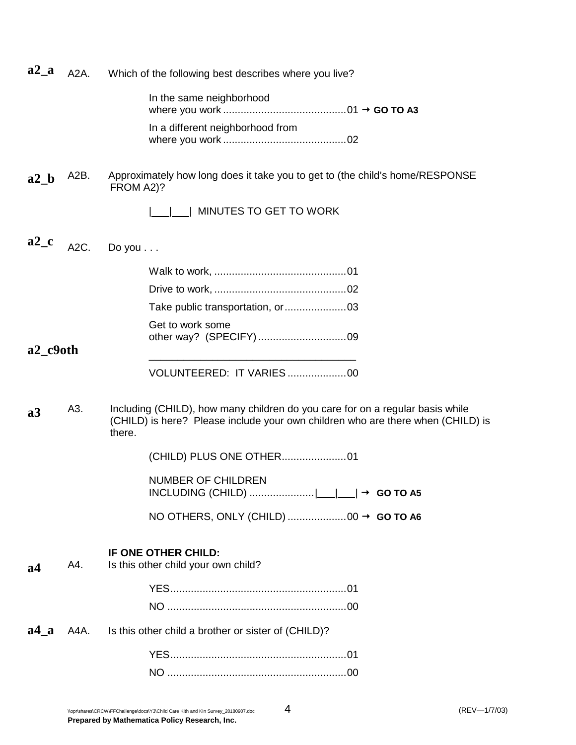**a2_a** A2A. Which of the following best describes where you live?

In the same neighborhood where you work .......................................... 01 → **GO TO A3**

In a different neighborhood from where you work .......................................... 02

**a2_b** A2B. Approximately how long does it take you to get to (the child's home/RESPONSE FROM A2)?

|___|___| MINUTES TO GET TO WORK

**a2_c** A2C. Do you . . .

Walk to work, ............................................ 01

Drive to work, ............................................ 02

Take public transportation, or..................... 03

Get to work some other way? (SPECIFY) .............................. 09

**a2_c9oth** ___________________________________

VOLUNTEERED: IT VARIES .................... 00

**a3** A3. Including (CHILD), how many children do you care for on a regular basis while (CHILD) is here? Please include your own children who are there when (CHILD) is there.

(CHILD) PLUS ONE OTHER...................... 01

NUMBER OF CHILDREN INCLUDING (CHILD) ......................|___|___| → **GO TO A5**

NO OTHERS, ONLY (CHILD) .................... 00 → **GO TO A6**

**IF ONE OTHER CHILD:**

**a4** A4. Is this other child your own child?

YES............................................................ 01

NO ............................................................ 00

**a4_a** A4A. Is this other child a brother or sister of (CHILD)?

YES............................................................ 01

NO ............................................................ 00

\\opr\shares\CRCW\FFChallenge\docs\Y3\Child Care Kith and Kin Survey_20180907.doc (REV—1/7/03)

**Prepared by Mathematica Policy Research, Inc.**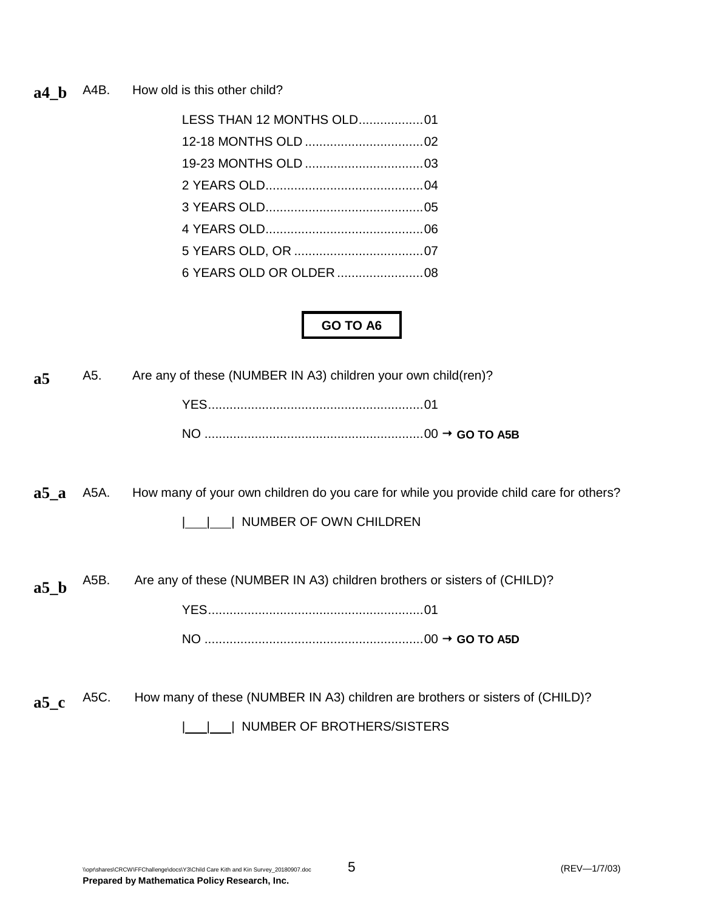**a4_b** A4B. How old is this other child?

LESS THAN 12 MONTHS OLD..................01
12-18 MONTHS OLD .................................02
19-23 MONTHS OLD .................................03
2 YEARS OLD............................................04
3 YEARS OLD............................................05
4 YEARS OLD............................................06
5 YEARS OLD, OR ....................................07
6 YEARS OLD OR OLDER ........................08

**GO TO A6**

**a5** A5. Are any of these (NUMBER IN A3) children your own child(ren)?

YES............................................................01
NO .............................................................00 → **GO TO A5B**

**a5_a** A5A. How many of your own children do you care for while you provide child care for others?

|___|___| NUMBER OF OWN CHILDREN

**a5_b** A5B. Are any of these (NUMBER IN A3) children brothers or sisters of (CHILD)?

YES............................................................01
NO .............................................................00 → **GO TO A5D**

**a5_c** A5C. How many of these (NUMBER IN A3) children are brothers or sisters of (CHILD)?

|___|___| NUMBER OF BROTHERS/SISTERS

\\opr\shares\CRCW\FFChallenge\docs\Y3\Child Care Kith and Kin Survey_20180907.doc (REV—1/7/03)
**Prepared by Mathematica Policy Research, Inc.**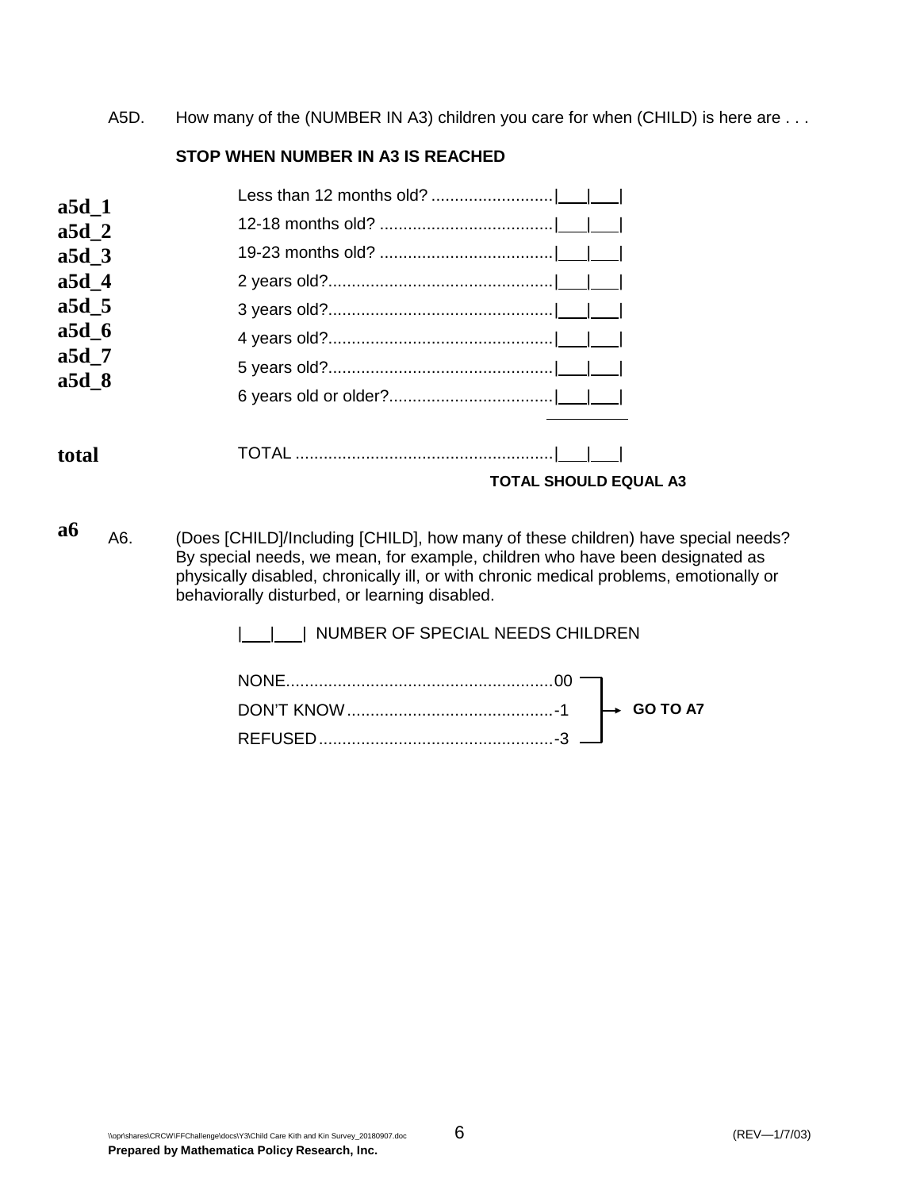A5D. How many of the (NUMBER IN A3) children you care for when (CHILD) is here are . . .

**STOP WHEN NUMBER IN A3 IS REACHED**

| | | |
|---|---|---|
| **a5d_1** | Less than 12 months old? .......................... | \|___\|___\| |
| **a5d_2** | 12-18 months old? .................................... | \|___\|___\| |
| **a5d_3** | 19-23 months old? .................................... | \|___\|___\| |
| **a5d_4** | 2 years old?............................................... | \|___\|___\| |
| **a5d_5** | 3 years old?............................................... | \|___\|___\| |
| **a5d_6** | 4 years old?............................................... | \|___\|___\| |
| **a5d_7** | 5 years old?............................................... | \|___\|___\| |
| **a5d_8** | 6 years old or older?.................................. | \|___\|___\| |
| **total** | TOTAL ...................................................... | \|___\|___\| |

**TOTAL SHOULD EQUAL A3**

**a6** A6. (Does [CHILD]/Including [CHILD], how many of these children) have special needs? By special needs, we mean, for example, children who have been designated as physically disabled, chronically ill, or with chronic medical problems, emotionally or behaviorally disturbed, or learning disabled.

|___|___| NUMBER OF SPECIAL NEEDS CHILDREN

- NONE........................................................00 → **GO TO A7**
- DON'T KNOW............................................-1 → **GO TO A7**
- REFUSED..................................................-3 → **GO TO A7**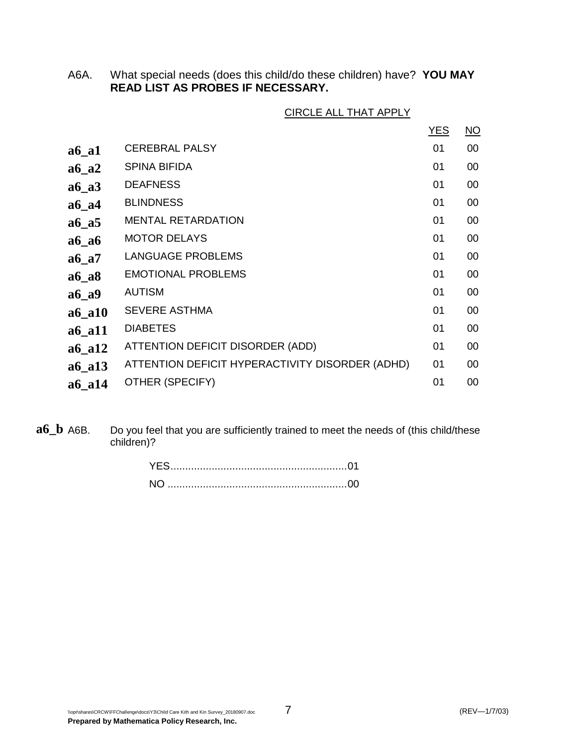A6A. What special needs (does this child/do these children) have? **YOU MAY READ LIST AS PROBES IF NECESSARY.**

CIRCLE ALL THAT APPLY

| | | YES | NO |
|---|---|---|---|
| **a6_a1** | CEREBRAL PALSY | 01 | 00 |
| **a6_a2** | SPINA BIFIDA | 01 | 00 |
| **a6_a3** | DEAFNESS | 01 | 00 |
| **a6_a4** | BLINDNESS | 01 | 00 |
| **a6_a5** | MENTAL RETARDATION | 01 | 00 |
| **a6_a6** | MOTOR DELAYS | 01 | 00 |
| **a6_a7** | LANGUAGE PROBLEMS | 01 | 00 |
| **a6_a8** | EMOTIONAL PROBLEMS | 01 | 00 |
| **a6_a9** | AUTISM | 01 | 00 |
| **a6_a10** | SEVERE ASTHMA | 01 | 00 |
| **a6_a11** | DIABETES | 01 | 00 |
| **a6_a12** | ATTENTION DEFICIT DISORDER (ADD) | 01 | 00 |
| **a6_a13** | ATTENTION DEFICIT HYPERACTIVITY DISORDER (ADHD) | 01 | 00 |
| **a6_a14** | OTHER (SPECIFY) | 01 | 00 |

**a6_b** A6B. Do you feel that you are sufficiently trained to meet the needs of (this child/these children)?

YES............................................................01
NO ............................................................00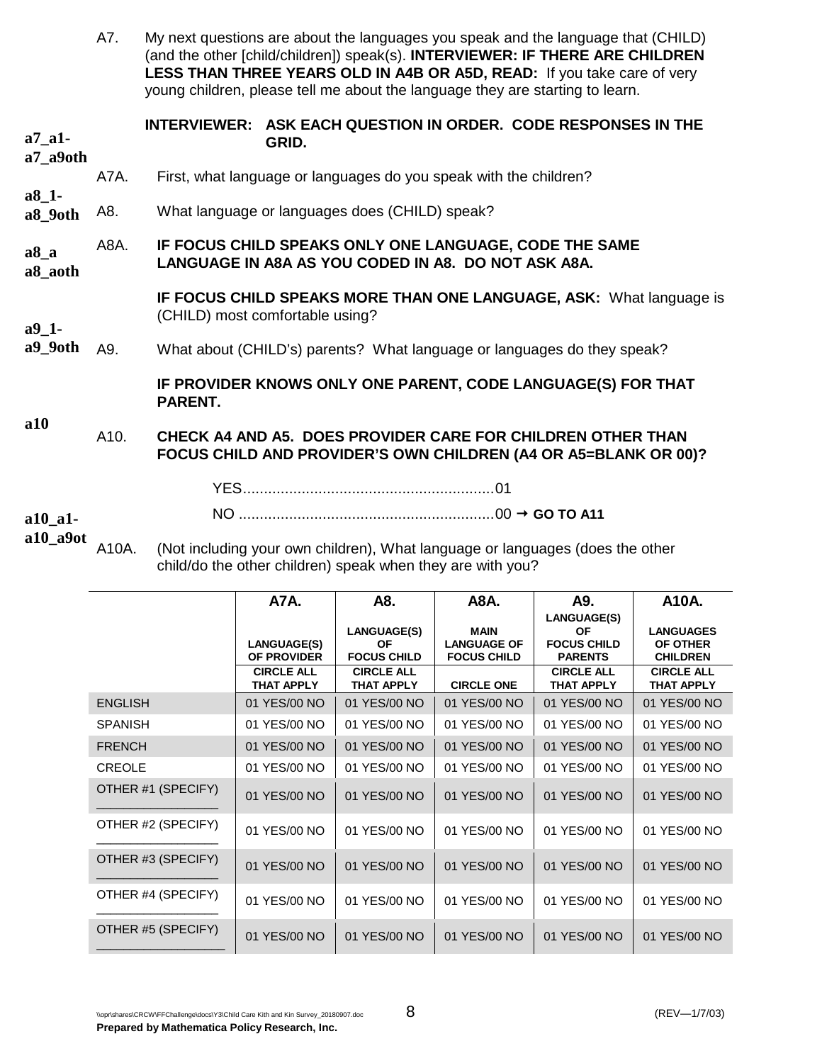A7. My next questions are about the languages you speak and the language that (CHILD) (and the other [child/children]) speak(s). **INTERVIEWER: IF THERE ARE CHILDREN LESS THAN THREE YEARS OLD IN A4B OR A5D, READ:** If you take care of very young children, please tell me about the language they are starting to learn.

a7_a1-a7_a9oth

**INTERVIEWER: ASK EACH QUESTION IN ORDER. CODE RESPONSES IN THE GRID.**

A7A. First, what language or languages do you speak with the children?

a8_1-a8_9oth

A8. What language or languages does (CHILD) speak?

a8_a a8_aoth

A8A. **IF FOCUS CHILD SPEAKS ONLY ONE LANGUAGE, CODE THE SAME LANGUAGE IN A8A AS YOU CODED IN A8. DO NOT ASK A8A.**

**IF FOCUS CHILD SPEAKS MORE THAN ONE LANGUAGE, ASK:** What language is (CHILD) most comfortable using?

a9_1-a9_9oth

A9. What about (CHILD's) parents? What language or languages do they speak?

**IF PROVIDER KNOWS ONLY ONE PARENT, CODE LANGUAGE(S) FOR THAT PARENT.**

a10

A10. **CHECK A4 AND A5. DOES PROVIDER CARE FOR CHILDREN OTHER THAN FOCUS CHILD AND PROVIDER'S OWN CHILDREN (A4 OR A5=BLANK OR 00)?**

YES............................................................01

NO ............................................................00 → **GO TO A11**

a10_a1-a10_a9ot

A10A. (Not including your own children), What language or languages (does the other child/do the other children) speak when they are with you?

| | A7A. | A8. | A8A. | A9. | A10A. |
|---|---|---|---|---|---|
| | LANGUAGE(S) OF PROVIDER | LANGUAGE(S) OF FOCUS CHILD | MAIN LANGUAGE OF FOCUS CHILD | LANGUAGE(S) OF FOCUS CHILD PARENTS | LANGUAGES OF OTHER CHILDREN |
| | CIRCLE ALL THAT APPLY | CIRCLE ALL THAT APPLY | CIRCLE ONE | CIRCLE ALL THAT APPLY | CIRCLE ALL THAT APPLY |
| ENGLISH | 01 YES/00 NO | 01 YES/00 NO | 01 YES/00 NO | 01 YES/00 NO | 01 YES/00 NO |
| SPANISH | 01 YES/00 NO | 01 YES/00 NO | 01 YES/00 NO | 01 YES/00 NO | 01 YES/00 NO |
| FRENCH | 01 YES/00 NO | 01 YES/00 NO | 01 YES/00 NO | 01 YES/00 NO | 01 YES/00 NO |
| CREOLE | 01 YES/00 NO | 01 YES/00 NO | 01 YES/00 NO | 01 YES/00 NO | 01 YES/00 NO |
| OTHER #1 (SPECIFY) ________________ | 01 YES/00 NO | 01 YES/00 NO | 01 YES/00 NO | 01 YES/00 NO | 01 YES/00 NO |
| OTHER #2 (SPECIFY) ________________ | 01 YES/00 NO | 01 YES/00 NO | 01 YES/00 NO | 01 YES/00 NO | 01 YES/00 NO |
| OTHER #3 (SPECIFY) ________________ | 01 YES/00 NO | 01 YES/00 NO | 01 YES/00 NO | 01 YES/00 NO | 01 YES/00 NO |
| OTHER #4 (SPECIFY) ________________ | 01 YES/00 NO | 01 YES/00 NO | 01 YES/00 NO | 01 YES/00 NO | 01 YES/00 NO |
| OTHER #5 (SPECIFY) ________________ | 01 YES/00 NO | 01 YES/00 NO | 01 YES/00 NO | 01 YES/00 NO | 01 YES/00 NO |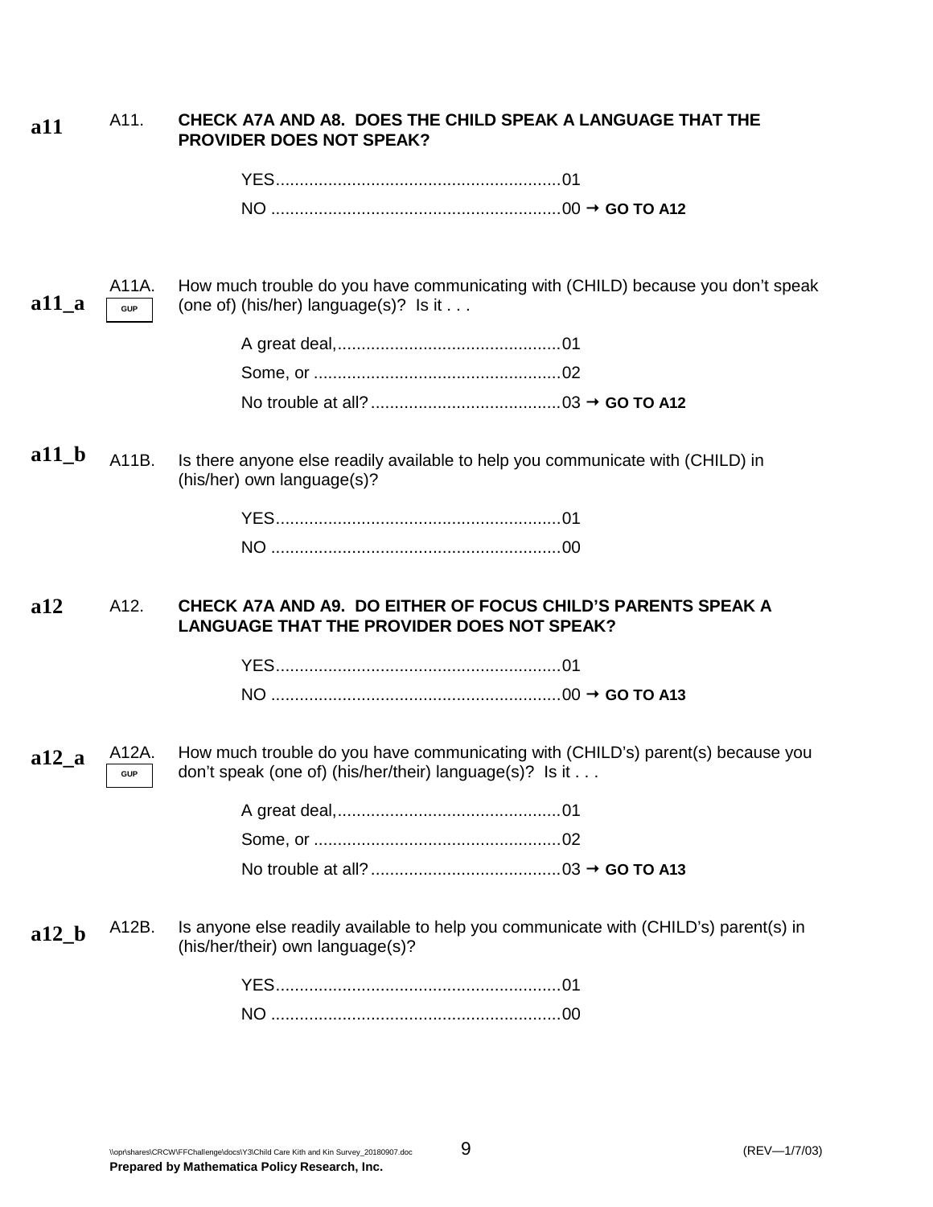**a11** A11. **CHECK A7A AND A8. DOES THE CHILD SPEAK A LANGUAGE THAT THE PROVIDER DOES NOT SPEAK?**

YES............................................................01
NO .............................................................00 → **GO TO A12**

**a11_a** A11A. GUP How much trouble do you have communicating with (CHILD) because you don't speak (one of) (his/her) language(s)? Is it . . .

A great deal,...............................................01
Some, or ....................................................02
No trouble at all?........................................03 → **GO TO A12**

**a11_b** A11B. Is there anyone else readily available to help you communicate with (CHILD) in (his/her) own language(s)?

YES............................................................01
NO .............................................................00

**a12** A12. **CHECK A7A AND A9. DO EITHER OF FOCUS CHILD'S PARENTS SPEAK A LANGUAGE THAT THE PROVIDER DOES NOT SPEAK?**

YES............................................................01
NO .............................................................00 → **GO TO A13**

**a12_a** A12A. GUP How much trouble do you have communicating with (CHILD's) parent(s) because you don't speak (one of) (his/her/their) language(s)? Is it . . .

A great deal,...............................................01
Some, or ....................................................02
No trouble at all?........................................03 → **GO TO A13**

**a12_b** A12B. Is anyone else readily available to help you communicate with (CHILD's) parent(s) in (his/her/their) own language(s)?

YES............................................................01
NO .............................................................00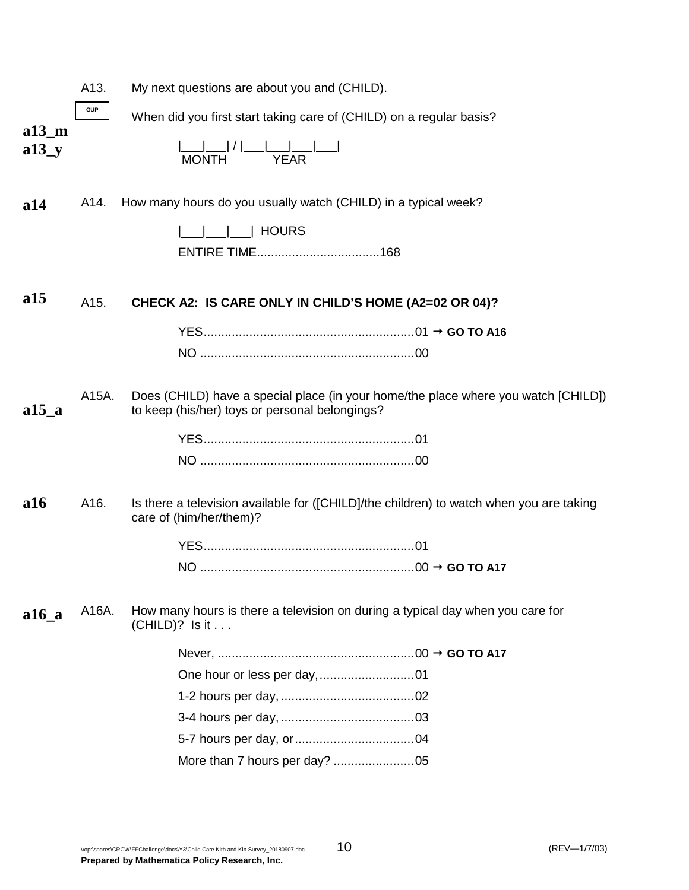**a13_m**
**a13_y**

A13. My next questions are about you and (CHILD).

GUP

When did you first start taking care of (CHILD) on a regular basis?

|___|___| / |___|___|___|___|
MONTH YEAR

**a14**

A14. How many hours do you usually watch (CHILD) in a typical week?

|___|___|___| HOURS

ENTIRE TIME..................................168

**a15**

A15. **CHECK A2: IS CARE ONLY IN CHILD'S HOME (A2=02 OR 04)?**

YES...........................................................01 → **GO TO A16**

NO ............................................................00

**a15_a**

A15A. Does (CHILD) have a special place (in your home/the place where you watch [CHILD]) to keep (his/her) toys or personal belongings?

YES...........................................................01

NO ............................................................00

**a16**

A16. Is there a television available for ([CHILD]/the children) to watch when you are taking care of (him/her/them)?

YES...........................................................01

NO ............................................................00 → **GO TO A17**

**a16_a**

A16A. How many hours is there a television on during a typical day when you care for (CHILD)? Is it . . .

Never, .......................................................00 → **GO TO A17**

One hour or less per day,...........................01

1-2 hours per day, ......................................02

3-4 hours per day, ......................................03

5-7 hours per day, or..................................04

More than 7 hours per day? .......................05

\\opr\shares\CRCW\FFChallenge\docs\Y3\Child Care Kith and Kin Survey_20180907.doc (REV—1/7/03)

**Prepared by Mathematica Policy Research, Inc.**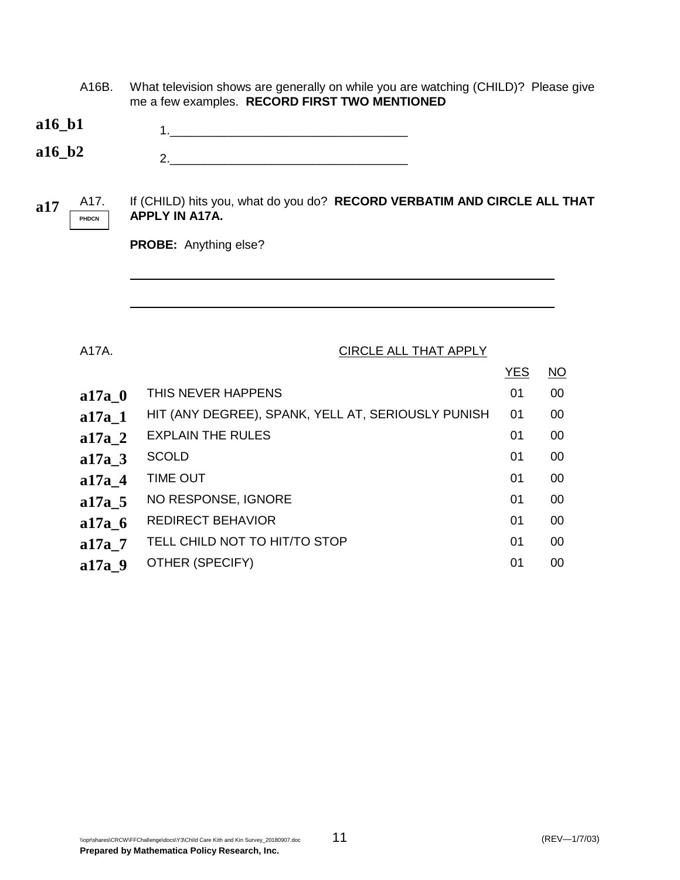A16B. What television shows are generally on while you are watching (CHILD)? Please give me a few examples. **RECORD FIRST TWO MENTIONED**

**a16_b1** 1.___________________________________

**a16_b2** 2.___________________________________

**a17** A17. PHDCN If (CHILD) hits you, what do you do? **RECORD VERBATIM AND CIRCLE ALL THAT APPLY IN A17A.**

**PROBE:** Anything else?

_______________________________________________________________

_______________________________________________________________

A17. CIRCLE ALL THAT APPLY

| | | YES | NO |
|---|---|---|---|
| **a17a_0** | THIS NEVER HAPPENS | 01 | 00 |
| **a17a_1** | HIT (ANY DEGREE), SPANK, YELL AT, SERIOUSLY PUNISH | 01 | 00 |
| **a17a_2** | EXPLAIN THE RULES | 01 | 00 |
| **a17a_3** | SCOLD | 01 | 00 |
| **a17a_4** | TIME OUT | 01 | 00 |
| **a17a_5** | NO RESPONSE, IGNORE | 01 | 00 |
| **a17a_6** | REDIRECT BEHAVIOR | 01 | 00 |
| **a17a_7** | TELL CHILD NOT TO HIT/TO STOP | 01 | 00 |
| **a17a_9** | OTHER (SPECIFY) | 01 | 00 |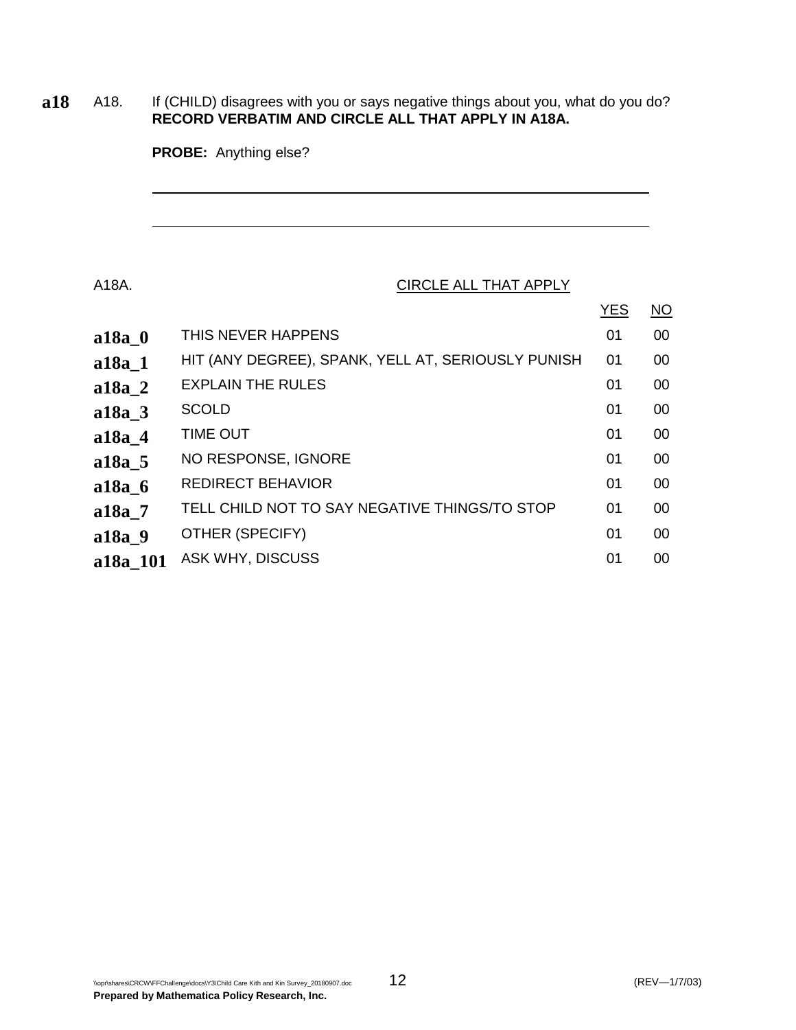**a18** A18. If (CHILD) disagrees with you or says negative things about you, what do you do? **RECORD VERBATIM AND CIRCLE ALL THAT APPLY IN A18A.**

**PROBE:** Anything else?

\_\_\_\_\_\_\_\_\_\_\_\_\_\_\_\_\_\_\_\_\_\_\_\_\_\_\_\_\_\_\_\_\_\_\_\_\_\_\_\_\_\_\_\_\_\_\_\_\_\_\_\_\_\_\_\_\_\_\_\_

\_\_\_\_\_\_\_\_\_\_\_\_\_\_\_\_\_\_\_\_\_\_\_\_\_\_\_\_\_\_\_\_\_\_\_\_\_\_\_\_\_\_\_\_\_\_\_\_\_\_\_\_\_\_\_\_\_\_\_\_

A18A. CIRCLE ALL THAT APPLY

| | | YES | NO |
|---|---|---|---|
| **a18a_0** | THIS NEVER HAPPENS | 01 | 00 |
| **a18a_1** | HIT (ANY DEGREE), SPANK, YELL AT, SERIOUSLY PUNISH | 01 | 00 |
| **a18a_2** | EXPLAIN THE RULES | 01 | 00 |
| **a18a_3** | SCOLD | 01 | 00 |
| **a18a_4** | TIME OUT | 01 | 00 |
| **a18a_5** | NO RESPONSE, IGNORE | 01 | 00 |
| **a18a_6** | REDIRECT BEHAVIOR | 01 | 00 |
| **a18a_7** | TELL CHILD NOT TO SAY NEGATIVE THINGS/TO STOP | 01 | 00 |
| **a18a_9** | OTHER (SPECIFY) | 01 | 00 |
| **a18a_101** | ASK WHY, DISCUSS | 01 | 00 |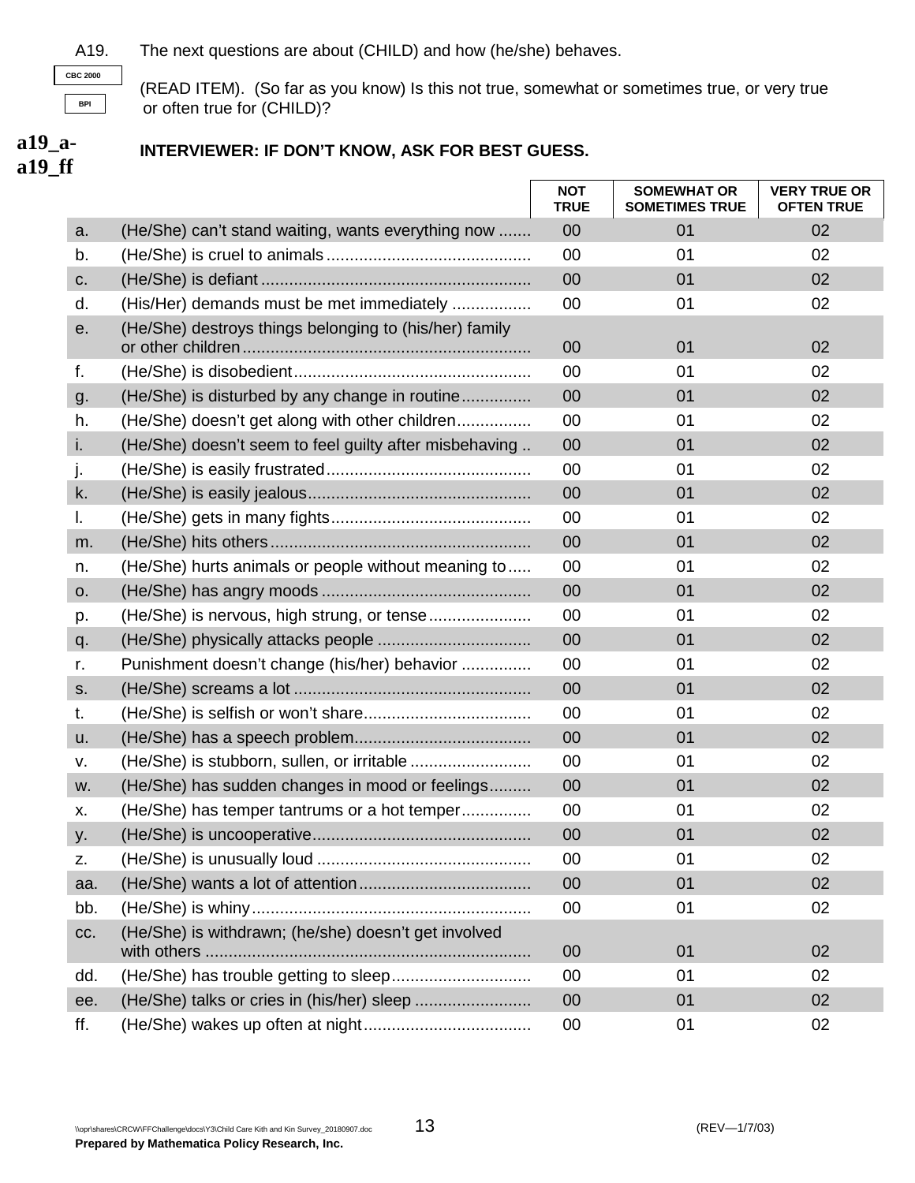A19. The next questions are about (CHILD) and how (he/she) behaves.

CBC 2000

BPI

(READ ITEM). (So far as you know) Is this not true, somewhat or sometimes true, or very true or often true for (CHILD)?

**a19_a-a19_ff**

**INTERVIEWER: IF DON'T KNOW, ASK FOR BEST GUESS.**

| | | NOT TRUE | SOMEWHAT OR SOMETIMES TRUE | VERY TRUE OR OFTEN TRUE |
|---|---|---|---|---|
| a. | (He/She) can't stand waiting, wants everything now | 00 | 01 | 02 |
| b. | (He/She) is cruel to animals | 00 | 01 | 02 |
| c. | (He/She) is defiant | 00 | 01 | 02 |
| d. | (His/Her) demands must be met immediately | 00 | 01 | 02 |
| e. | (He/She) destroys things belonging to (his/her) family or other children | 00 | 01 | 02 |
| f. | (He/She) is disobedient | 00 | 01 | 02 |
| g. | (He/She) is disturbed by any change in routine | 00 | 01 | 02 |
| h. | (He/She) doesn't get along with other children | 00 | 01 | 02 |
| i. | (He/She) doesn't seem to feel guilty after misbehaving | 00 | 01 | 02 |
| j. | (He/She) is easily frustrated | 00 | 01 | 02 |
| k. | (He/She) is easily jealous | 00 | 01 | 02 |
| l. | (He/She) gets in many fights | 00 | 01 | 02 |
| m. | (He/She) hits others | 00 | 01 | 02 |
| n. | (He/She) hurts animals or people without meaning to | 00 | 01 | 02 |
| o. | (He/She) has angry moods | 00 | 01 | 02 |
| p. | (He/She) is nervous, high strung, or tense | 00 | 01 | 02 |
| q. | (He/She) physically attacks people | 00 | 01 | 02 |
| r. | Punishment doesn't change (his/her) behavior | 00 | 01 | 02 |
| s. | (He/She) screams a lot | 00 | 01 | 02 |
| t. | (He/She) is selfish or won't share | 00 | 01 | 02 |
| u. | (He/She) has a speech problem | 00 | 01 | 02 |
| v. | (He/She) is stubborn, sullen, or irritable | 00 | 01 | 02 |
| w. | (He/She) has sudden changes in mood or feelings | 00 | 01 | 02 |
| x. | (He/She) has temper tantrums or a hot temper | 00 | 01 | 02 |
| y. | (He/She) is uncooperative | 00 | 01 | 02 |
| z. | (He/She) is unusually loud | 00 | 01 | 02 |
| aa. | (He/She) wants a lot of attention | 00 | 01 | 02 |
| bb. | (He/She) is whiny | 00 | 01 | 02 |
| cc. | (He/She) is withdrawn; (he/she) doesn't get involved with others | 00 | 01 | 02 |
| dd. | (He/She) has trouble getting to sleep | 00 | 01 | 02 |
| ee. | (He/She) talks or cries in (his/her) sleep | 00 | 01 | 02 |
| ff. | (He/She) wakes up often at night | 00 | 01 | 02 |

\\opr\shares\CRCW\FFChallenge\docs\Y3\Child Care Kith and Kin Survey_20180907.doc (REV—1/7/03)

**Prepared by Mathematica Policy Research, Inc.**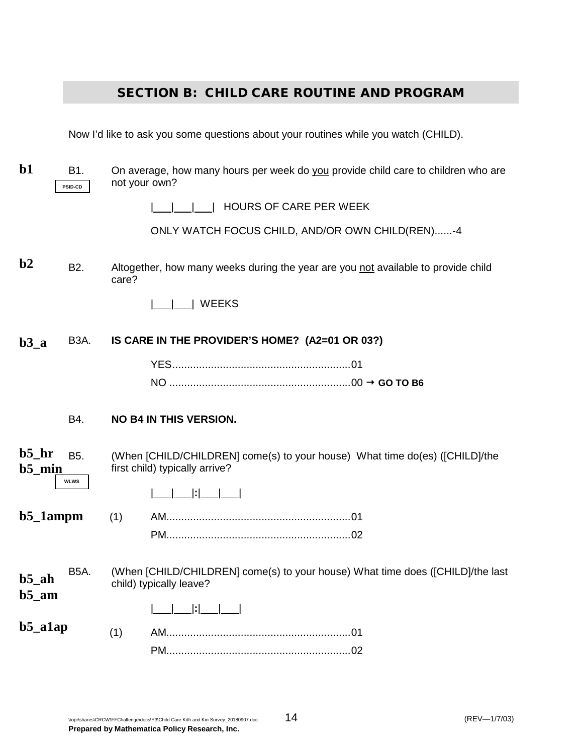## SECTION B: CHILD CARE ROUTINE AND PROGRAM

Now I'd like to ask you some questions about your routines while you watch (CHILD).

**b1** B1. PSID-CD

On average, how many hours per week do you provide child care to children who are not your own?

|___|___|___| HOURS OF CARE PER WEEK

ONLY WATCH FOCUS CHILD, AND/OR OWN CHILD(REN)......-4

**b2** B2. Altogether, how many weeks during the year are you not available to provide child care?

|___|___| WEEKS

**b3_a** B3A. **IS CARE IN THE PROVIDER'S HOME? (A2=01 OR 03?)**

YES............................................................01

NO .............................................................00 → **GO TO B6**

B4. **NO B4 IN THIS VERSION.**

**b5_hr**
**b5_min** B5. WLWS

(When [CHILD/CHILDREN] come(s) to your house) What time do(es) ([CHILD]/the first child) typically arrive?

|___|___|:|___|___|

**b5_1ampm** (1)

AM.............................................................01

PM.............................................................02

**b5_ah**
**b5_am** B5A. (When [CHILD/CHILDREN] come(s) to your house) What time does ([CHILD]/the last child) typically leave?

|___|___|:|___|___|

**b5_a1ap** (1)

AM.............................................................01

PM.............................................................02

\\opr\shares\CRCW\FFChallenge\docs\Y3\Child Care Kith and Kin Survey_20180907.doc (REV—1/7/03)

**Prepared by Mathematica Policy Research, Inc.**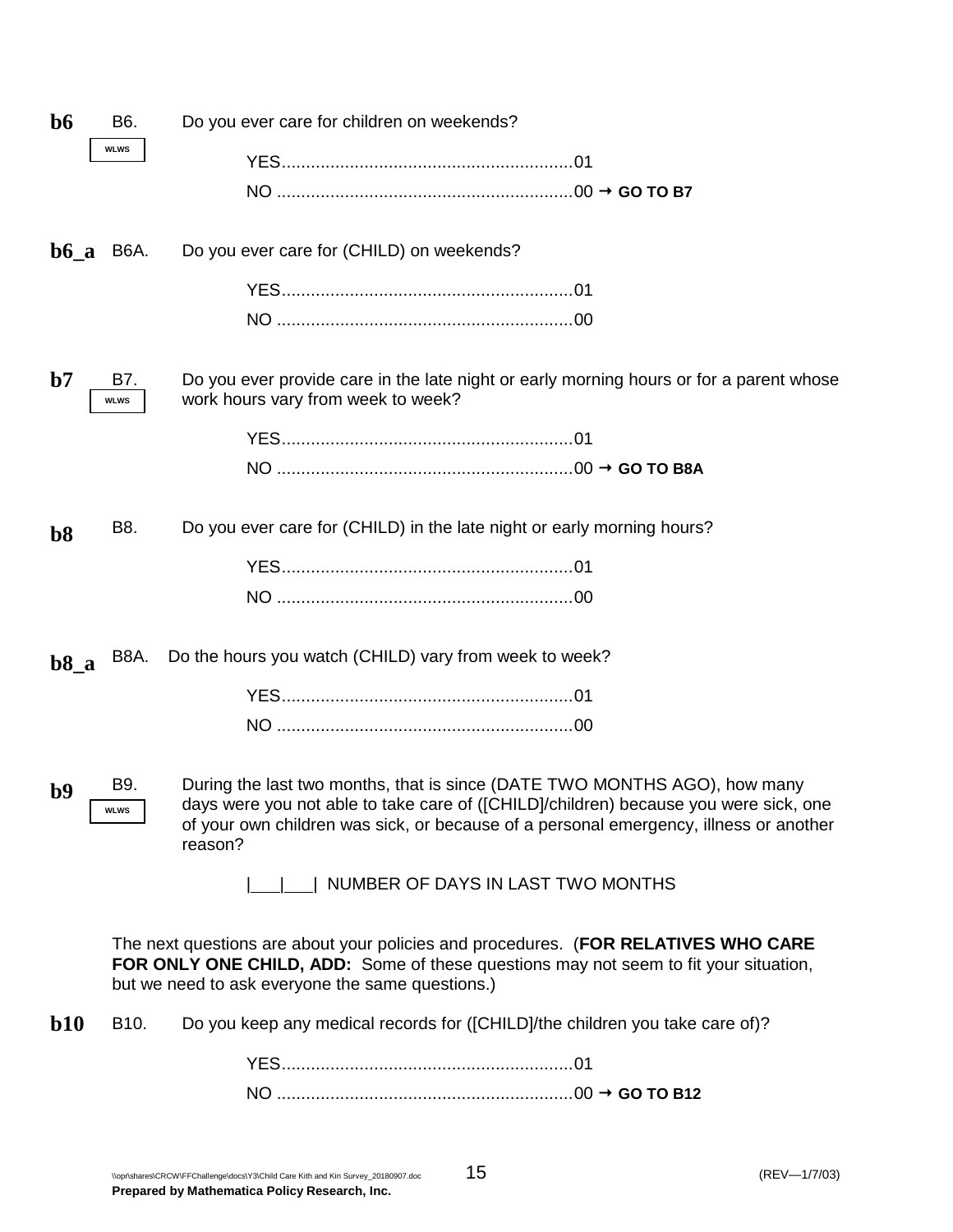**b6** B6. WLWS Do you ever care for children on weekends?

YES............................................................01
NO ............................................................00 → **GO TO B7**

**b6_a** B6A. Do you ever care for (CHILD) on weekends?

YES............................................................01
NO ............................................................00

**b7** B7. WLWS Do you ever provide care in the late night or early morning hours or for a parent whose work hours vary from week to week?

YES............................................................01
NO ............................................................00 → **GO TO B8A**

**b8** B8. Do you ever care for (CHILD) in the late night or early morning hours?

YES............................................................01
NO ............................................................00

**b8_a** B8A. Do the hours you watch (CHILD) vary from week to week?

YES............................................................01
NO ............................................................00

**b9** B9. WLWS During the last two months, that is since (DATE TWO MONTHS AGO), how many days were you not able to take care of ([CHILD]/children) because you were sick, one of your own children was sick, or because of a personal emergency, illness or another reason?

|___|___| NUMBER OF DAYS IN LAST TWO MONTHS

The next questions are about your policies and procedures. (**FOR RELATIVES WHO CARE FOR ONLY ONE CHILD, ADD:** Some of these questions may not seem to fit your situation, but we need to ask everyone the same questions.)

**b10** B10. Do you keep any medical records for ([CHILD]/the children you take care of)?

YES............................................................01
NO ............................................................00 → **GO TO B12**

\\opr\shares\CRCW\FFChallenge\docs\Y3\Child Care Kith and Kin Survey_20180907.doc (REV—1/7/03)
**Prepared by Mathematica Policy Research, Inc.**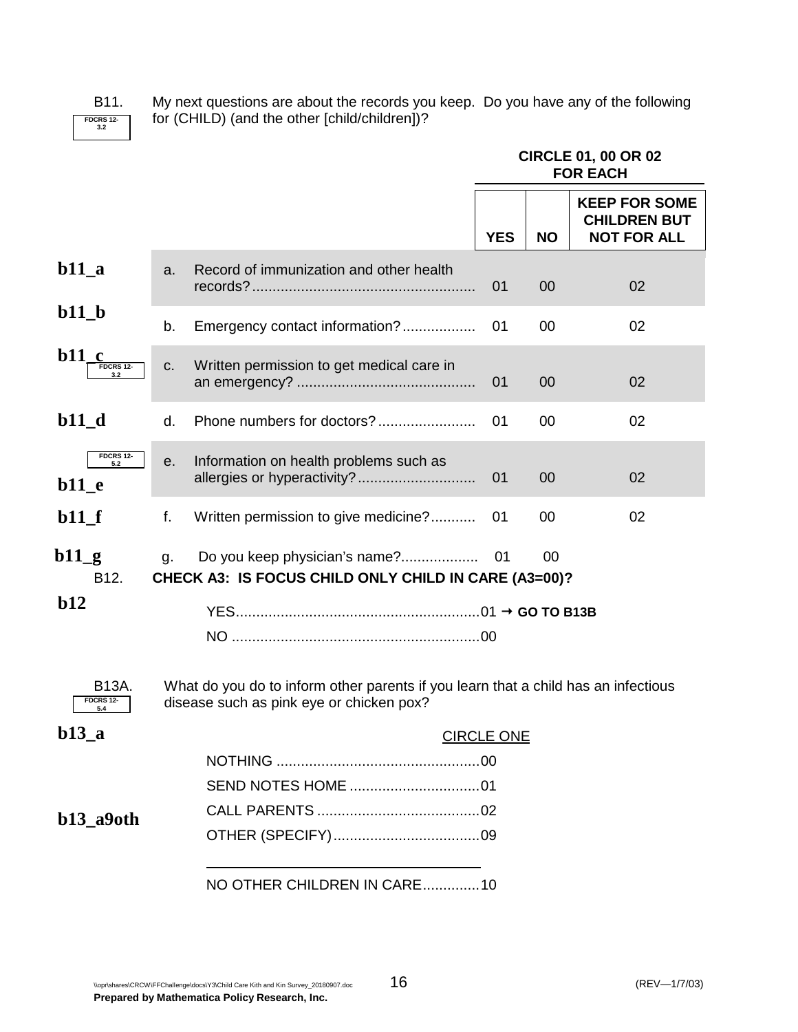B11. FDCRS 12-3.2

My next questions are about the records you keep. Do you have any of the following for (CHILD) (and the other [child/children])?

**CIRCLE 01, 00 OR 02 FOR EACH**

| | | | YES | NO | KEEP FOR SOME CHILDREN BUT NOT FOR ALL |
|---|---|---|---|---|---|
| **b11_a** | a. | Record of immunization and other health records?...................................................... | 01 | 00 | 02 |
| **b11_b** | b. | Emergency contact information?.................. | 01 | 00 | 02 |
| **b11_c** FDCRS 12-3.2 | c. | Written permission to get medical care in an emergency? ........................................... | 01 | 00 | 02 |
| **b11_d** | d. | Phone numbers for doctors?........................ | 01 | 00 | 02 |
| FDCRS 12-5.2 **b11_e** | e. | Information on health problems such as allergies or hyperactivity?............................ | 01 | 00 | 02 |
| **b11_f** | f. | Written permission to give medicine?........... | 01 | 00 | 02 |
| **b11_g** | g. | Do you keep physician's name?................... | 01 | 00 | |

B12. **CHECK A3: IS FOCUS CHILD ONLY CHILD IN CARE (A3=00)?**

**b12**

YES...........................................................01 → **GO TO B13B**

NO ............................................................00

B13A. FDCRS 12-5.4

What do you do to inform other parents if you learn that a child has an infectious disease such as pink eye or chicken pox?

**b13_a**

CIRCLE ONE

NOTHING .................................................00

SEND NOTES HOME ................................01

CALL PARENTS ........................................02

**b13_a9oth**

OTHER (SPECIFY)....................................09

\_\_\_\_\_\_\_\_\_\_\_\_\_\_\_\_\_\_\_\_\_\_\_\_\_\_\_\_\_\_\_\_\_\_\_\_

NO OTHER CHILDREN IN CARE..............10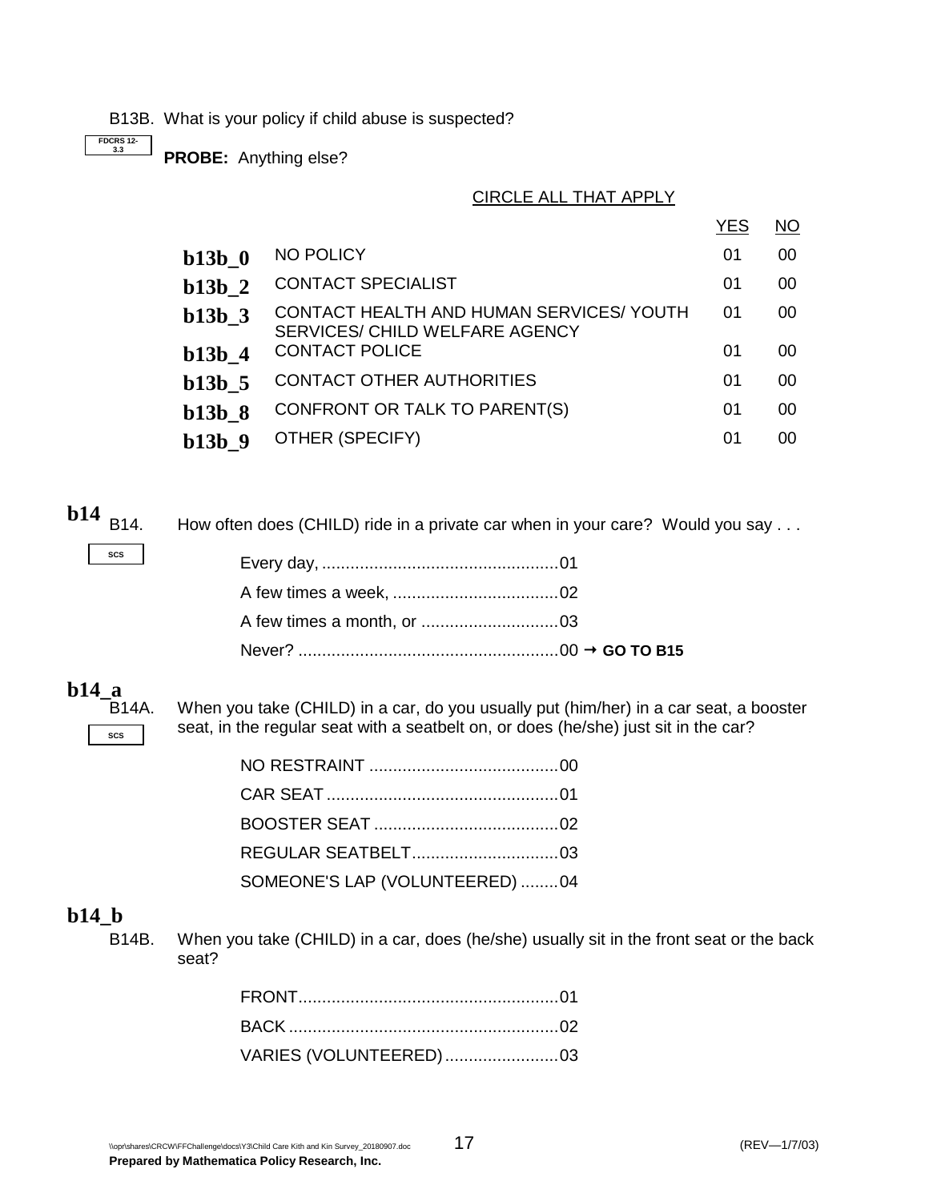B13B. What is your policy if child abuse is suspected?

FDCRS 12-3.3

**PROBE:** Anything else?

CIRCLE ALL THAT APPLY

| | | YES | NO |
|---|---|---|---|
| **b13b_0** | NO POLICY | 01 | 00 |
| **b13b_2** | CONTACT SPECIALIST | 01 | 00 |
| **b13b_3** | CONTACT HEALTH AND HUMAN SERVICES/ YOUTH SERVICES/ CHILD WELFARE AGENCY | 01 | 00 |
| **b13b_4** | CONTACT POLICE | 01 | 00 |
| **b13b_5** | CONTACT OTHER AUTHORITIES | 01 | 00 |
| **b13b_8** | CONFRONT OR TALK TO PARENT(S) | 01 | 00 |
| **b13b_9** | OTHER (SPECIFY) | 01 | 00 |

**b14**

B14. How often does (CHILD) ride in a private car when in your care? Would you say . . .

SCS

- Every day, ..................................................01
- A few times a week, ...................................02
- A few times a month, or .............................03
- Never? .......................................................00 → **GO TO B15**

**b14_a**

B14A. When you take (CHILD) in a car, do you usually put (him/her) in a car seat, a booster seat, in the regular seat with a seatbelt on, or does (he/she) just sit in the car?

SCS

- NO RESTRAINT ........................................00
- CAR SEAT .................................................01
- BOOSTER SEAT .......................................02
- REGULAR SEATBELT...............................03
- SOMEONE'S LAP (VOLUNTEERED) ........04

**b14_b**

B14B. When you take (CHILD) in a car, does (he/she) usually sit in the front seat or the back seat?

- FRONT.......................................................01
- BACK .........................................................02
- VARIES (VOLUNTEERED)........................03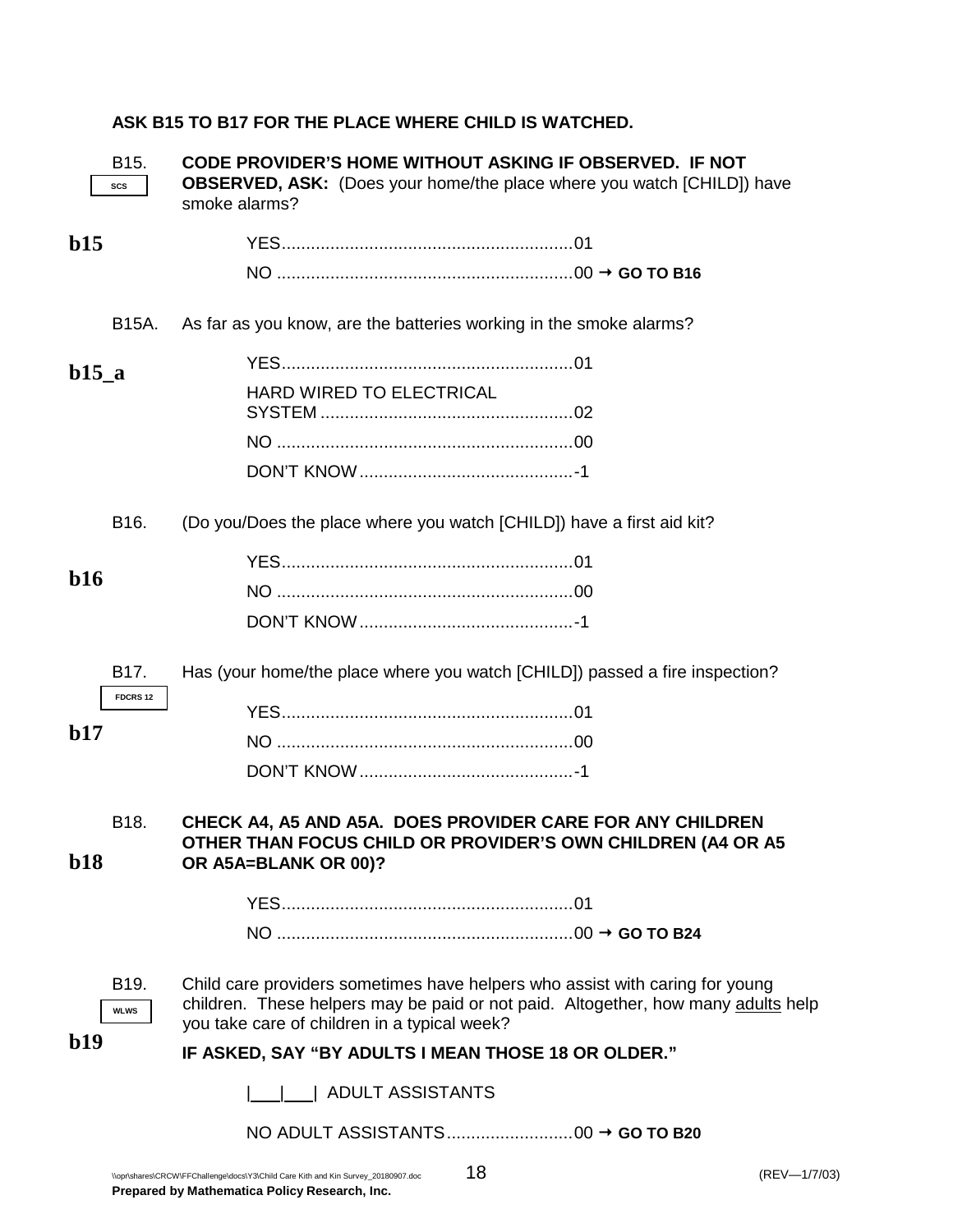**ASK B15 TO B17 FOR THE PLACE WHERE CHILD IS WATCHED.**

B15. SCS **CODE PROVIDER'S HOME WITHOUT ASKING IF OBSERVED. IF NOT OBSERVED, ASK:** (Does your home/the place where you watch [CHILD]) have smoke alarms?

**b15**

YES............................................................01
NO .............................................................00 → **GO TO B16**

B15A. As far as you know, are the batteries working in the smoke alarms?

**b15_a**

YES............................................................01
HARD WIRED TO ELECTRICAL SYSTEM ....................................................02
NO .............................................................00
DON'T KNOW............................................-1

B16. (Do you/Does the place where you watch [CHILD]) have a first aid kit?

**b16**

YES............................................................01
NO .............................................................00
DON'T KNOW............................................-1

B17. FDCRS 12 Has (your home/the place where you watch [CHILD]) passed a fire inspection?

**b17**

YES............................................................01
NO .............................................................00
DON'T KNOW............................................-1

B18. **CHECK A4, A5 AND A5A. DOES PROVIDER CARE FOR ANY CHILDREN OTHER THAN FOCUS CHILD OR PROVIDER'S OWN CHILDREN (A4 OR A5 OR A5A=BLANK OR 00)?**

**b18**

YES............................................................01
NO .............................................................00 → **GO TO B24**

B19. WLWS Child care providers sometimes have helpers who assist with caring for young children. These helpers may be paid or not paid. Altogether, how many adults help you take care of children in a typical week?

**b19**

**IF ASKED, SAY "BY ADULTS I MEAN THOSE 18 OR OLDER."**

|___|___| ADULT ASSISTANTS

NO ADULT ASSISTANTS..........................00 → **GO TO B20**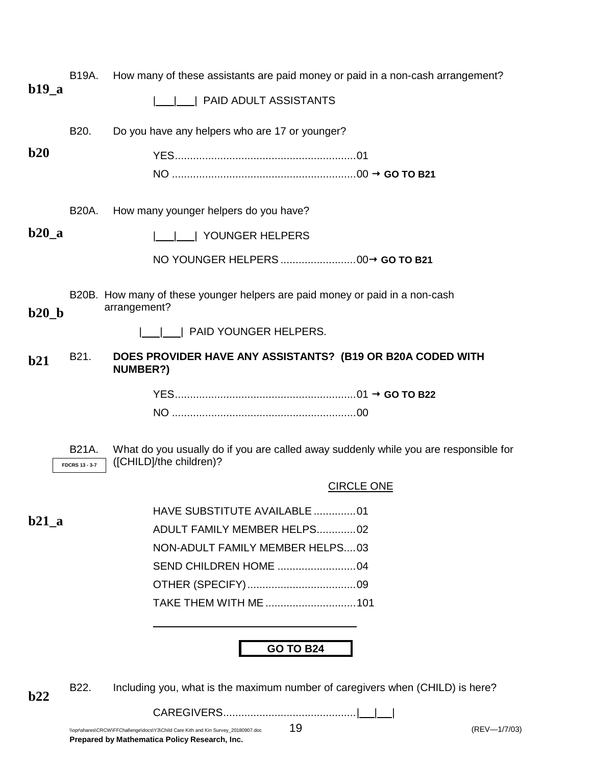**b19_a**

B19A. How many of these assistants are paid money or paid in a non-cash arrangement?

|___|___| PAID ADULT ASSISTANTS

**b20**

B20. Do you have any helpers who are 17 or younger?

YES............................................................01
NO .............................................................00 → **GO TO B21**

**b20_a**

B20A. How many younger helpers do you have?

|___|___| YOUNGER HELPERS

NO YOUNGER HELPERS .........................00→ **GO TO B21**

**b20_b**

B20B. How many of these younger helpers are paid money or paid in a non-cash arrangement?

|___|___| PAID YOUNGER HELPERS.

**b21**

B21. **DOES PROVIDER HAVE ANY ASSISTANTS? (B19 OR B20A CODED WITH NUMBER?)**

YES............................................................01 → **GO TO B22**
NO .............................................................00

**b21_a**

B21A. What do you usually do if you are called away suddenly while you are responsible for ([CHILD]/the children)?

FDCRS 13 - 3-7

CIRCLE ONE

HAVE SUBSTITUTE AVAILABLE ..............01
ADULT FAMILY MEMBER HELPS.............02
NON-ADULT FAMILY MEMBER HELPS....03
SEND CHILDREN HOME ..........................04
OTHER (SPECIFY)....................................09
TAKE THEM WITH ME ..............................101

______________________________________

**GO TO B24**

**b22**

B22. Including you, what is the maximum number of caregivers when (CHILD) is here?

CAREGIVERS............................................|___|___|

\\opr\shares\CRCW\FFChallenge\docs\Y3\Child Care Kith and Kin Survey_20180907.doc (REV—1/7/03)

**Prepared by Mathematica Policy Research, Inc.**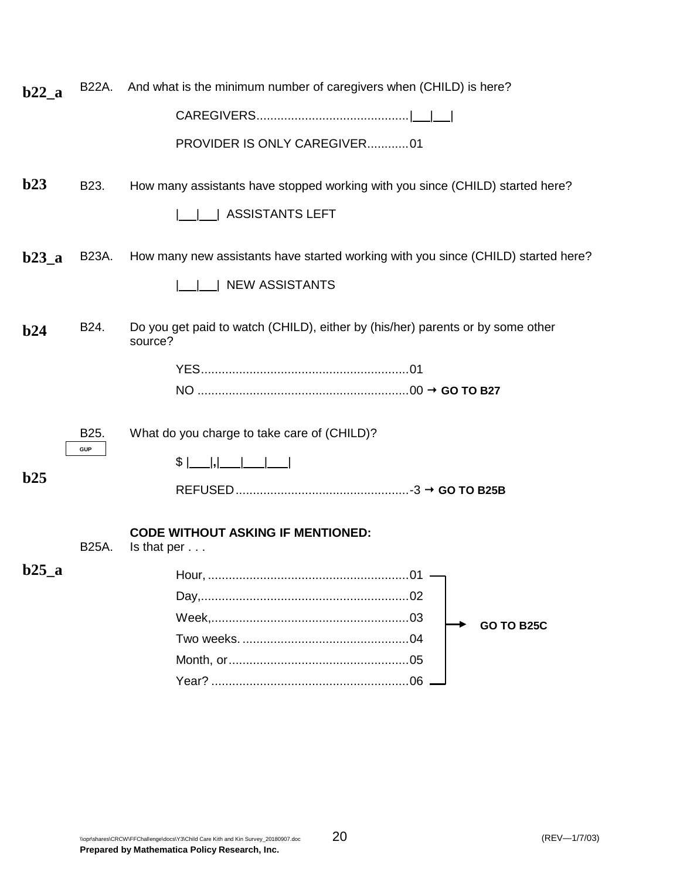**b22_a** B22A. And what is the minimum number of caregivers when (CHILD) is here?

CAREGIVERS............................................|___|___|

PROVIDER IS ONLY CAREGIVER............01

**b23** B23. How many assistants have stopped working with you since (CHILD) started here?

|___|___| ASSISTANTS LEFT

**b23_a** B23A. How many new assistants have started working with you since (CHILD) started here?

|___|___| NEW ASSISTANTS

**b24** B24. Do you get paid to watch (CHILD), either by (his/her) parents or by some other source?

YES............................................................01

NO .............................................................00 → **GO TO B27**

**b25** B25. What do you charge to take care of (CHILD)?

GUP

$ |___|,|___|___|___|

REFUSED..................................................-3 → **GO TO B25B**

**b25_a** B25A. **CODE WITHOUT ASKING IF MENTIONED:**
Is that per . . .

Hour, ..........................................................01 → **GO TO B25C**

Day,.............................................................02 → **GO TO B25C**

Week,..........................................................03 → **GO TO B25C**

Two weeks. .................................................04 → **GO TO B25C**

Month, or....................................................05 → **GO TO B25C**

Year? .........................................................06 → **GO TO B25C**

\\opr\shares\CRCW\FFChallenge\docs\Y3\Child Care Kith and Kin Survey_20180907.doc (REV—1/7/03)

**Prepared by Mathematica Policy Research, Inc.**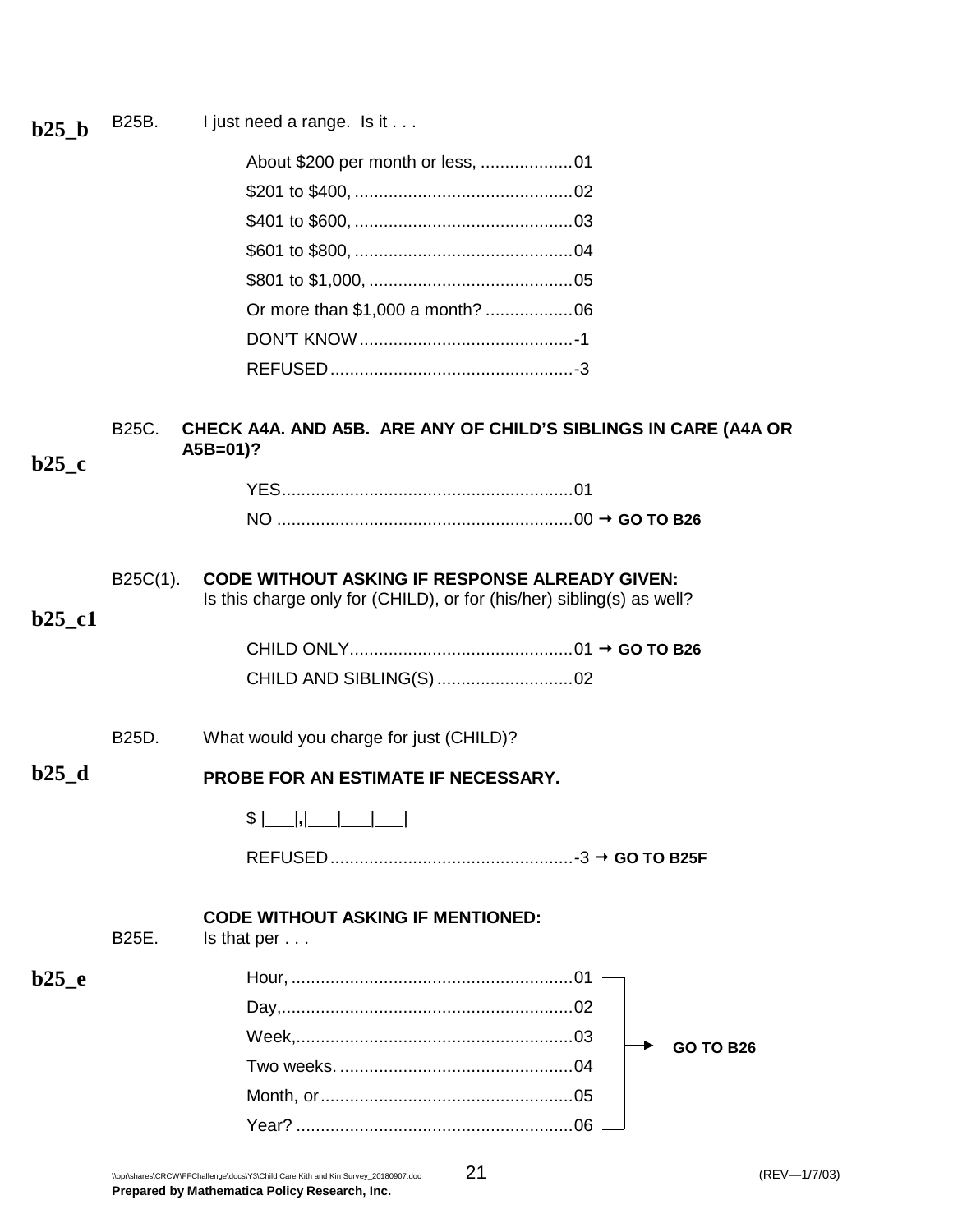**b25_b** B25B. I just need a range. Is it . . .

About $200 per month or less, ...................01
$201 to $400, .............................................02
$401 to $600, .............................................03
$601 to $800, .............................................04
$801 to $1,000, ..........................................05
Or more than $1,000 a month? ..................06
DON'T KNOW............................................-1
REFUSED..................................................-3

**b25_c** B25C. **CHECK A4A. AND A5B. ARE ANY OF CHILD'S SIBLINGS IN CARE (A4A OR A5B=01)?**

YES............................................................01
NO .............................................................00 → **GO TO B26**

**b25_c1** B25C(1). **CODE WITHOUT ASKING IF RESPONSE ALREADY GIVEN:** Is this charge only for (CHILD), or for (his/her) sibling(s) as well?

CHILD ONLY..............................................01 → **GO TO B26**
CHILD AND SIBLING(S) ............................02

**b25_d** B25D. What would you charge for just (CHILD)?

**PROBE FOR AN ESTIMATE IF NECESSARY.**

$ |___|,|___|___|___|

REFUSED..................................................-3 → **GO TO B25F**

**b25_e** B25E. **CODE WITHOUT ASKING IF MENTIONED:** Is that per . . .

Hour, ..........................................................01
Day,............................................................02
Week,.........................................................03
Two weeks. ................................................04
Month, or....................................................05
Year? .........................................................06

→ **GO TO B26**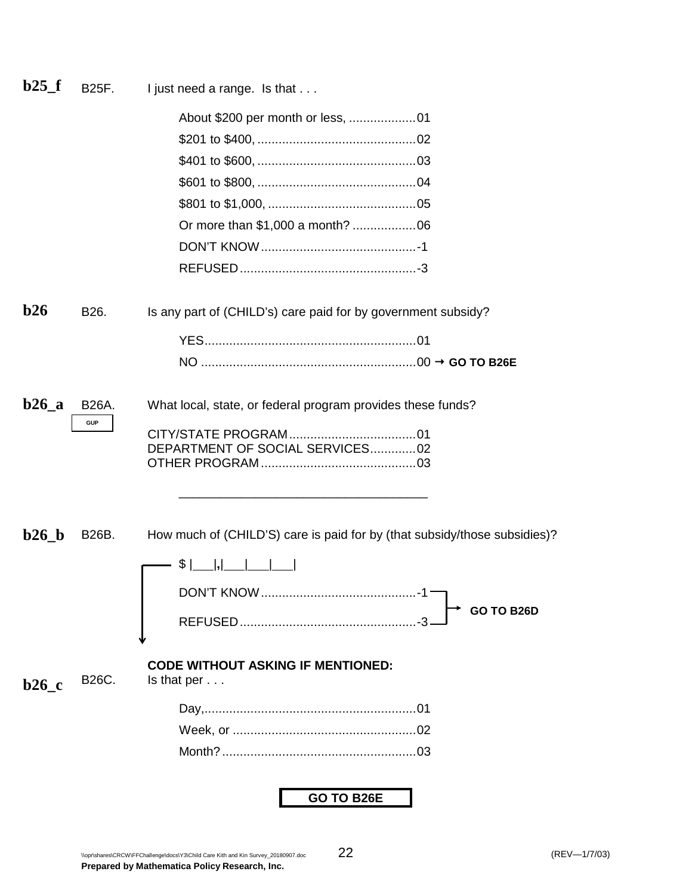**b25_f** B25F. I just need a range. Is that . . .

About $200 per month or less, ...................01
$201 to $400, .............................................02
$401 to $600, .............................................03
$601 to $800, .............................................04
$801 to $1,000, ..........................................05
Or more than $1,000 a month? ..................06
DON'T KNOW............................................-1
REFUSED..................................................-3

**b26** B26. Is any part of (CHILD's) care paid for by government subsidy?

YES...........................................................01
NO ............................................................00 → **GO TO B26E**

**b26_a** B26A. What local, state, or federal program provides these funds?

GUP

CITY/STATE PROGRAM....................................01
DEPARTMENT OF SOCIAL SERVICES.............02
OTHER PROGRAM............................................03

_____________________________________

**b26_b** B26B. How much of (CHILD'S) care is paid for by (that subsidy/those subsidies)?

$ |___|,|___|___|___|

DON'T KNOW............................................-1 → **GO TO B26D**
REFUSED..................................................-3 → **GO TO B26D**

**CODE WITHOUT ASKING IF MENTIONED:**

**b26_c** B26C. Is that per . . .

Day,............................................................01
Week, or ....................................................02
Month?.......................................................03

**GO TO B26E**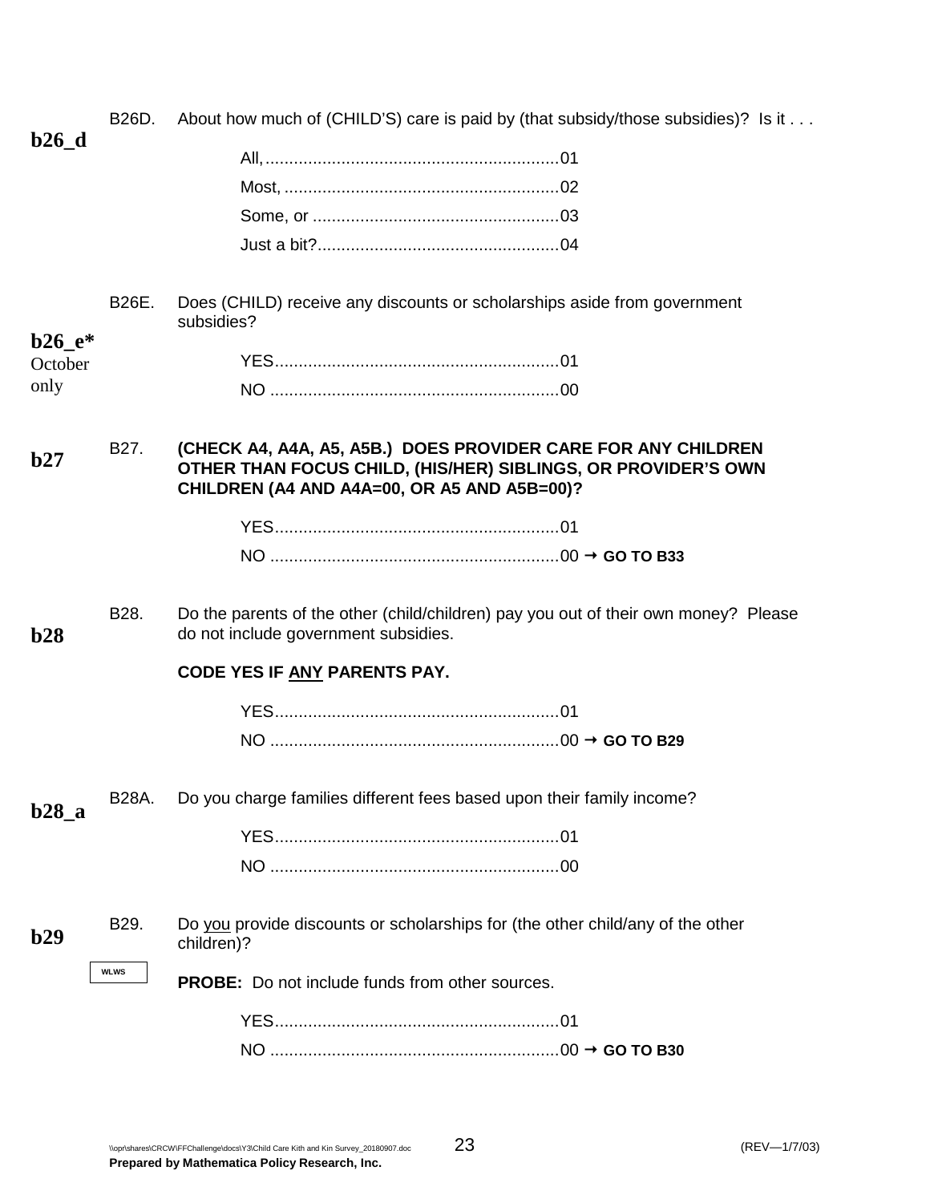**b26_d** B26D. About how much of (CHILD'S) care is paid by (that subsidy/those subsidies)? Is it . . .

- All, .......................................................... 01
- Most, ....................................................... 02
- Some, or ................................................. 03
- Just a bit?............................................... 04

**b26_e*** October only B26E. Does (CHILD) receive any discounts or scholarships aside from government subsidies?

- YES........................................................ 01
- NO ......................................................... 00

**b27** B27. **(CHECK A4, A4A, A5, A5B.) DOES PROVIDER CARE FOR ANY CHILDREN OTHER THAN FOCUS CHILD, (HIS/HER) SIBLINGS, OR PROVIDER'S OWN CHILDREN (A4 AND A4A=00, OR A5 AND A5B=00)?**

- YES........................................................ 01
- NO ......................................................... 00 → **GO TO B33**

**b28** B28. Do the parents of the other (child/children) pay you out of their own money? Please do not include government subsidies.

**CODE YES IF ANY PARENTS PAY.**

- YES........................................................ 01
- NO ......................................................... 00 → **GO TO B29**

**b28_a** B28A. Do you charge families different fees based upon their family income?

- YES........................................................ 01
- NO ......................................................... 00

**b29** B29. Do you provide discounts or scholarships for (the other child/any of the other children)?

WLWS

**PROBE:** Do not include funds from other sources.

- YES........................................................ 01
- NO ......................................................... 00 → **GO TO B30**

\\opr\shares\CRCW\FFChallenge\docs\Y3\Child Care Kith and Kin Survey_20180907.doc (REV—1/7/03)

**Prepared by Mathematica Policy Research, Inc.**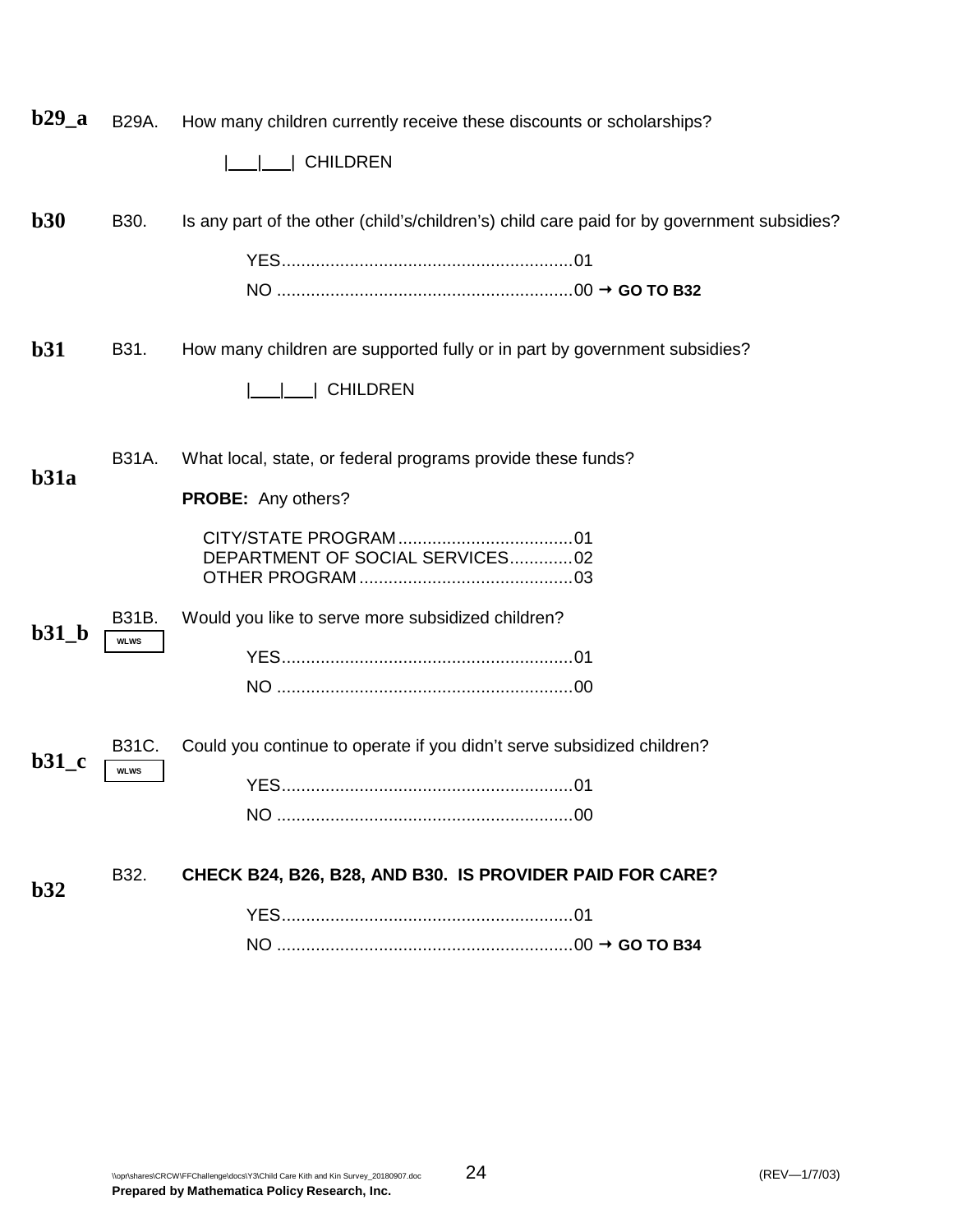**b29_a** B29A. How many children currently receive these discounts or scholarships?

|___|___| CHILDREN

**b30** B30. Is any part of the other (child's/children's) child care paid for by government subsidies?

YES............................................................01
NO .............................................................00 → **GO TO B32**

**b31** B31. How many children are supported fully or in part by government subsidies?

|___|___| CHILDREN

**b31a** B31A. What local, state, or federal programs provide these funds?

**PROBE:** Any others?

CITY/STATE PROGRAM....................................01
DEPARTMENT OF SOCIAL SERVICES.............02
OTHER PROGRAM............................................03

**b31_b** B31B. WLWS Would you like to serve more subsidized children?

YES............................................................01
NO .............................................................00

**b31_c** B31C. WLWS Could you continue to operate if you didn't serve subsidized children?

YES............................................................01
NO .............................................................00

**b32** B32. **CHECK B24, B26, B28, AND B30. IS PROVIDER PAID FOR CARE?**

YES............................................................01
NO .............................................................00 → **GO TO B34**

\\opr\shares\CRCW\FFChallenge\docs\Y3\Child Care Kith and Kin Survey_20180907.doc (REV—1/7/03)
**Prepared by Mathematica Policy Research, Inc.**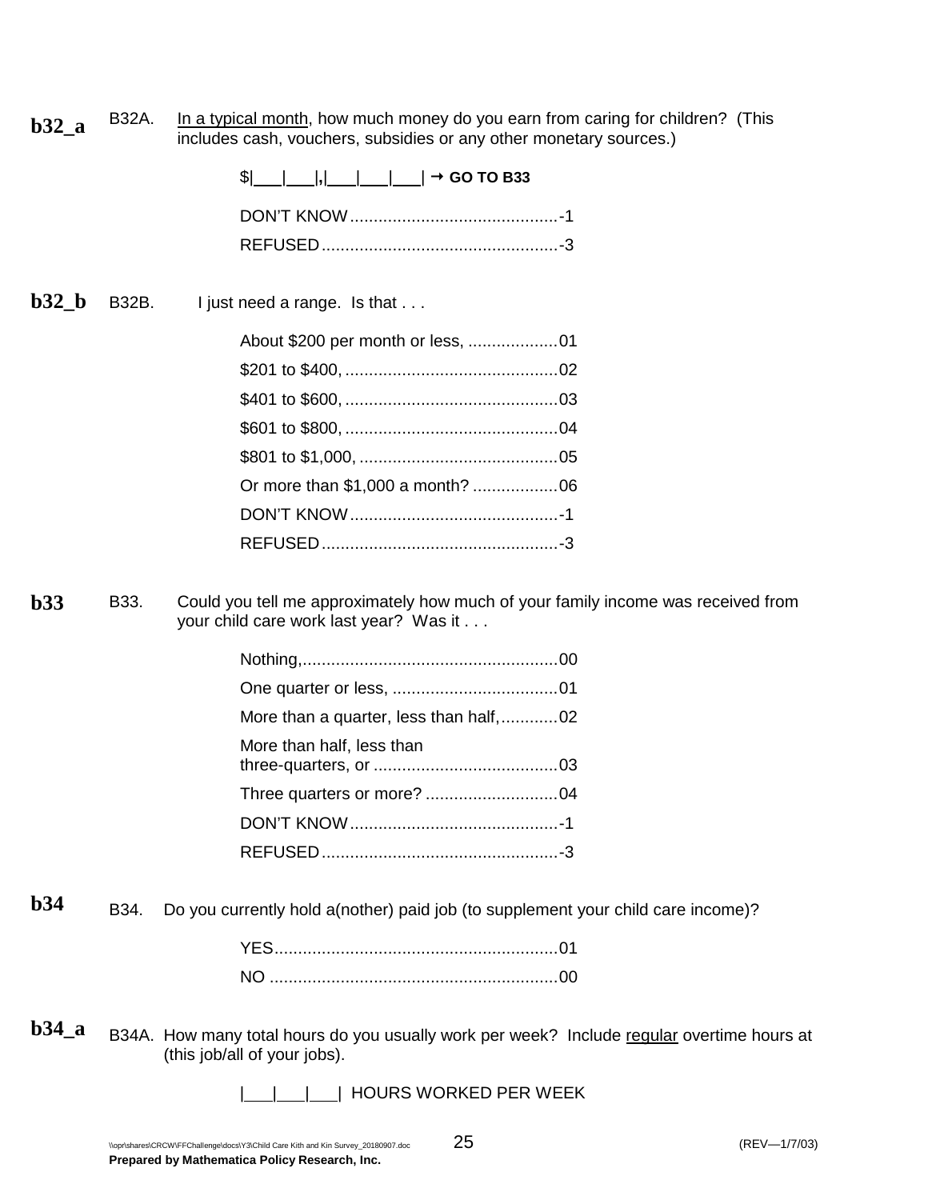**b32_a** B32A. <u>In a typical month</u>, how much money do you earn from caring for children? (This includes cash, vouchers, subsidies or any other monetary sources.)

$|___|___|,|___|___|___| → **GO TO B33**

DON'T KNOW ........................................... -1
REFUSED ................................................. -3

**b32_b** B32B. I just need a range. Is that . . .

About $200 per month or less, ................... 01
$201 to $400, ............................................ 02
$401 to $600, ............................................ 03
$601 to $800, ............................................ 04
$801 to $1,000, .......................................... 05
Or more than $1,000 a month? .................. 06
DON'T KNOW ........................................... -1
REFUSED ................................................. -3

**b33** B33. Could you tell me approximately how much of your family income was received from your child care work last year? Was it . . .

Nothing, ...................................................... 00
One quarter or less, ................................... 01
More than a quarter, less than half, ............ 02
More than half, less than three-quarters, or ....................................... 03
Three quarters or more? ............................ 04
DON'T KNOW ........................................... -1
REFUSED ................................................. -3

**b34** B34. Do you currently hold a(nother) paid job (to supplement your child care income)?

YES ........................................................... 01
NO ............................................................ 00

**b34_a** B34A. How many total hours do you usually work per week? Include <u>regular</u> overtime hours at (this job/all of your jobs).

|___|___|___| HOURS WORKED PER WEEK

\\opr\shares\CRCW\FFChallenge\docs\Y3\Child Care Kith and Kin Survey_20180907.doc (REV—1/7/03)
**Prepared by Mathematica Policy Research, Inc.**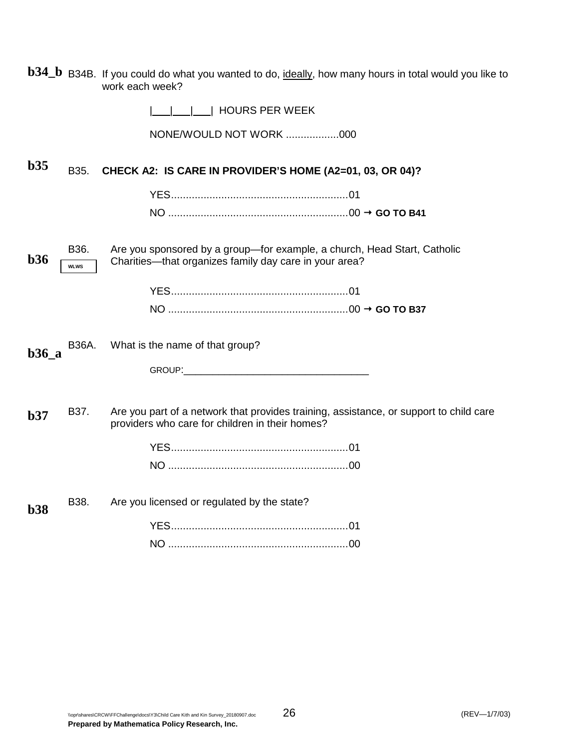**b34_b** B34B. If you could do what you wanted to do, <u>ideally</u>, how many hours in total would you like to work each week?

|___|___|___| HOURS PER WEEK

NONE/WOULD NOT WORK ..................000

**b35** B35. **CHECK A2: IS CARE IN PROVIDER'S HOME (A2=01, 03, OR 04)?**

YES............................................................01

NO .............................................................00 → **GO TO B41**

**b36** B36. [WLWS] Are you sponsored by a group—for example, a church, Head Start, Catholic Charities—that organizes family day care in your area?

YES............................................................01

NO .............................................................00 → **GO TO B37**

**b36_a** B36A. What is the name of that group?

GROUP:_________________________________

**b37** B37. Are you part of a network that provides training, assistance, or support to child care providers who care for children in their homes?

YES............................................................01

NO .............................................................00

**b38** B38. Are you licensed or regulated by the state?

YES............................................................01

NO .............................................................00

\\opr\shares\CRCW\FFChallenge\docs\Y3\Child Care Kith and Kin Survey_20180907.doc (REV—1/7/03)

**Prepared by Mathematica Policy Research, Inc.**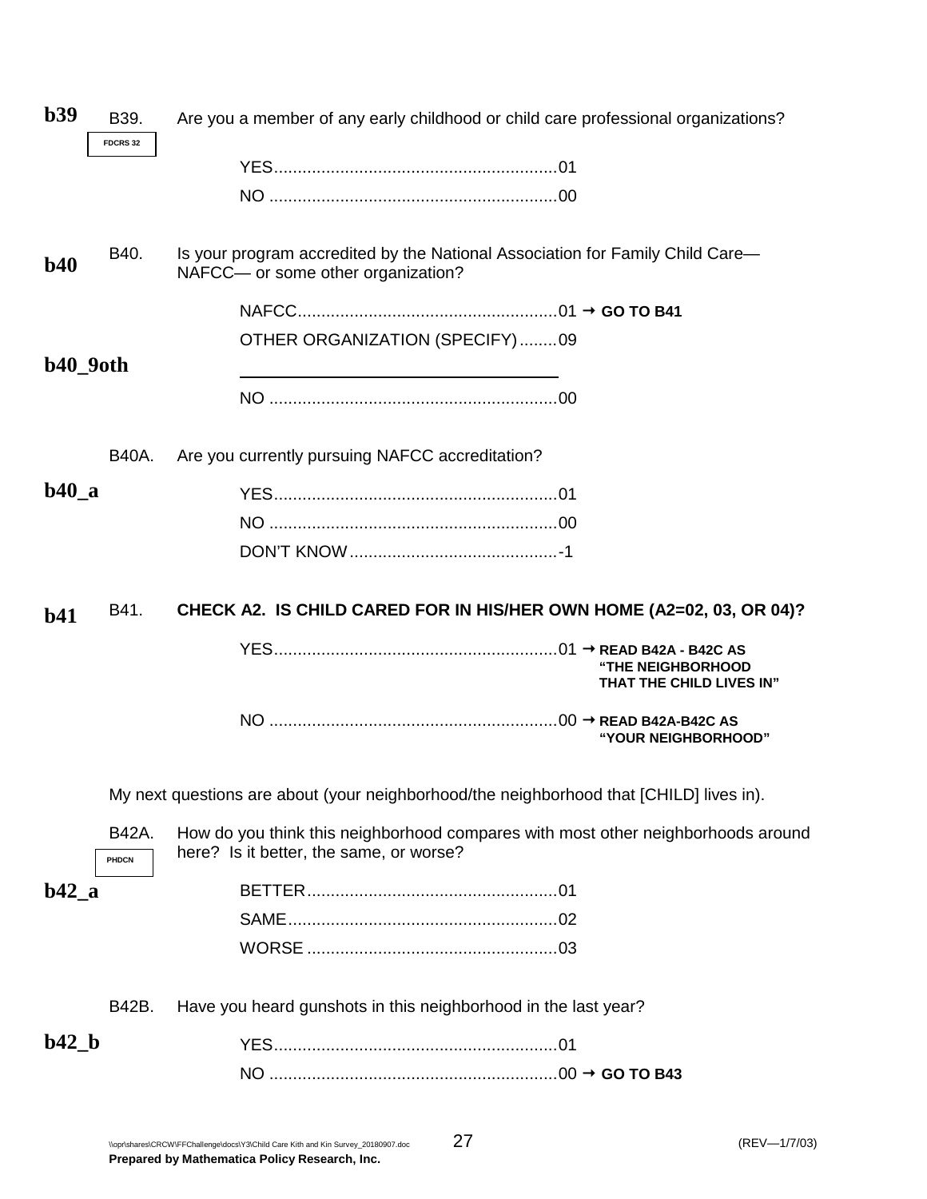**b39** B39. Are you a member of any early childhood or child care professional organizations?

FDCRS 32

YES............................................................01
NO .............................................................00

**b40** B40. Is your program accredited by the National Association for Family Child Care—NAFCC— or some other organization?

NAFCC.......................................................01 → **GO TO B41**
OTHER ORGANIZATION (SPECIFY)........09

**b40_9oth** ________________________________

NO .............................................................00

B40A. Are you currently pursuing NAFCC accreditation?

**b40_a**

YES............................................................01
NO .............................................................00
DON'T KNOW............................................-1

**b41** B41. **CHECK A2. IS CHILD CARED FOR IN HIS/HER OWN HOME (A2=02, 03, OR 04)?**

YES............................................................01 → **READ B42A - B42C AS "THE NEIGHBORHOOD THAT THE CHILD LIVES IN"**

NO .............................................................00 → **READ B42A-B42C AS "YOUR NEIGHBORHOOD"**

My next questions are about (your neighborhood/the neighborhood that [CHILD] lives in).

B42A. How do you think this neighborhood compares with most other neighborhoods around here? Is it better, the same, or worse?

PHDCN

**b42_a**

BETTER.....................................................01
SAME.........................................................02
WORSE .....................................................03

B42B. Have you heard gunshots in this neighborhood in the last year?

**b42_b**

YES............................................................01
NO .............................................................00 → **GO TO B43**

\\opr\shares\CRCW\FFChallenge\docs\Y3\Child Care Kith and Kin Survey_20180907.doc (REV—1/7/03)
**Prepared by Mathematica Policy Research, Inc.**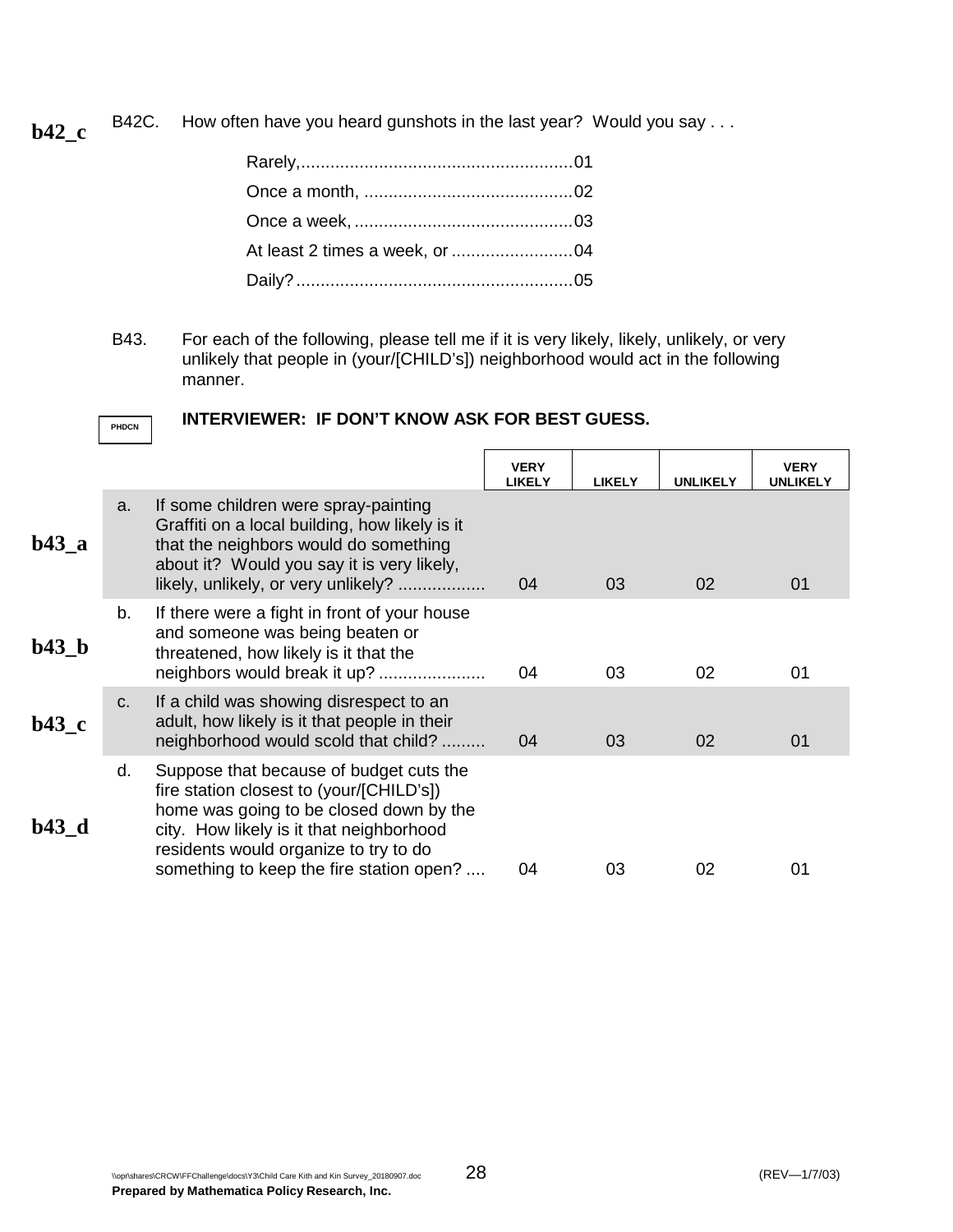**b42_c** B42C. How often have you heard gunshots in the last year? Would you say . . .

Rarely,........................................................01
Once a month, ...........................................02
Once a week, .............................................03
At least 2 times a week, or .........................04
Daily?.........................................................05

B43. For each of the following, please tell me if it is very likely, likely, unlikely, or very unlikely that people in (your/[CHILD's]) neighborhood would act in the following manner.

PHDCN

**INTERVIEWER: IF DON'T KNOW ASK FOR BEST GUESS.**

| | | | VERY LIKELY | LIKELY | UNLIKELY | VERY UNLIKELY |
|---|---|---|---|---|---|---|
| **b43_a** | a. | If some children were spray-painting Graffiti on a local building, how likely is it that the neighbors would do something about it? Would you say it is very likely, likely, unlikely, or very unlikely? .................. | 04 | 03 | 02 | 01 |
| **b43_b** | b. | If there were a fight in front of your house and someone was being beaten or threatened, how likely is it that the neighbors would break it up? ...................... | 04 | 03 | 02 | 01 |
| **b43_c** | c. | If a child was showing disrespect to an adult, how likely is it that people in their neighborhood would scold that child? ......... | 04 | 03 | 02 | 01 |
| **b43_d** | d. | Suppose that because of budget cuts the fire station closest to (your/[CHILD's]) home was going to be closed down by the city. How likely is it that neighborhood residents would organize to try to do something to keep the fire station open? .... | 04 | 03 | 02 | 01 |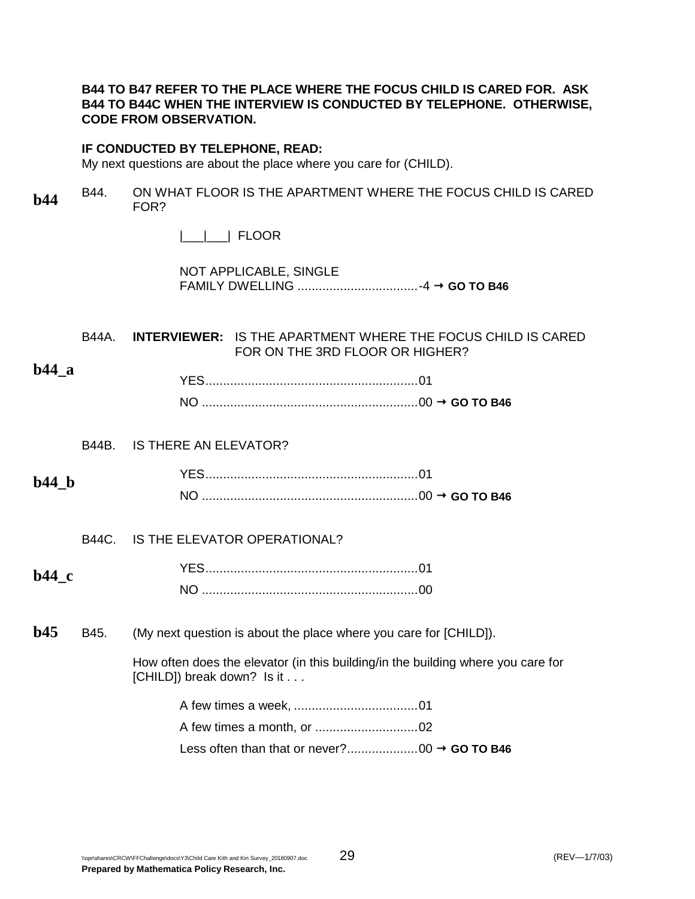**B44 TO B47 REFER TO THE PLACE WHERE THE FOCUS CHILD IS CARED FOR. ASK B44 TO B44C WHEN THE INTERVIEW IS CONDUCTED BY TELEPHONE. OTHERWISE, CODE FROM OBSERVATION.**

**IF CONDUCTED BY TELEPHONE, READ:**
My next questions are about the place where you care for (CHILD).

**b44** B44. ON WHAT FLOOR IS THE APARTMENT WHERE THE FOCUS CHILD IS CARED FOR?

|___|___| FLOOR

NOT APPLICABLE, SINGLE FAMILY DWELLING ..................................-4 → **GO TO B46**

**b44_a** B44A. **INTERVIEWER:** IS THE APARTMENT WHERE THE FOCUS CHILD IS CARED FOR ON THE 3RD FLOOR OR HIGHER?

YES............................................................01
NO .............................................................00 → **GO TO B46**

**b44_b** B44B. IS THERE AN ELEVATOR?

YES............................................................01
NO .............................................................00 → **GO TO B46**

**b44_c** B44C. IS THE ELEVATOR OPERATIONAL?

YES............................................................01
NO .............................................................00

**b45** B45. (My next question is about the place where you care for [CHILD]).

How often does the elevator (in this building/in the building where you care for [CHILD]) break down? Is it . . .

A few times a week, ...................................01
A few times a month, or .............................02
Less often than that or never?....................00 → **GO TO B46**

\\opr\shares\CRCW\FFChallenge\docs\Y3\Child Care Kith and Kin Survey_20180907.doc (REV—1/7/03)
**Prepared by Mathematica Policy Research, Inc.**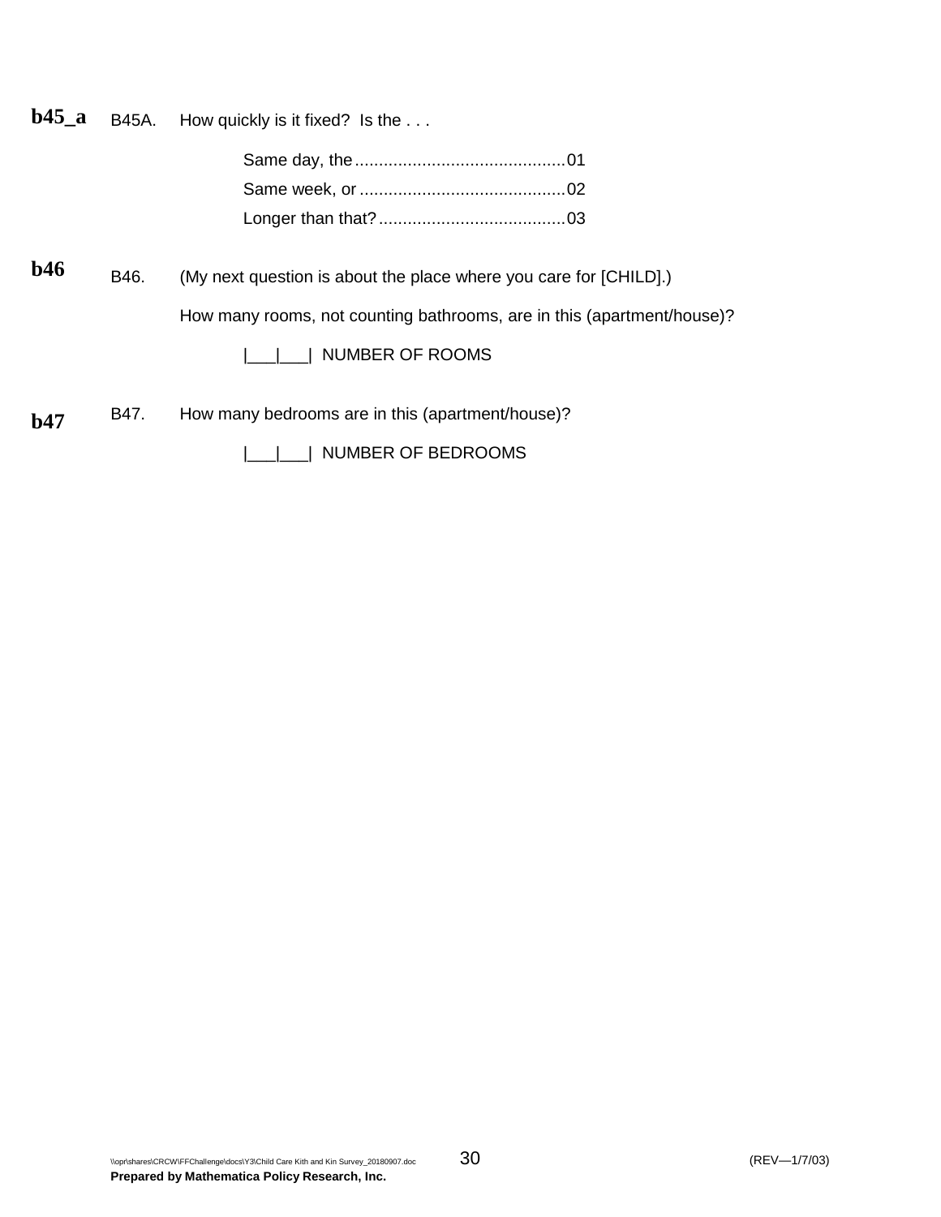**b45_a** B45A. How quickly is it fixed? Is the . . .

Same day, the............................................01
Same week, or ...........................................02
Longer than that?.......................................03

**b46** B46. (My next question is about the place where you care for [CHILD].)

How many rooms, not counting bathrooms, are in this (apartment/house)?

|___|___| NUMBER OF ROOMS

**b47** B47. How many bedrooms are in this (apartment/house)?

|___|___| NUMBER OF BEDROOMS

\\opr\shares\CRCW\FFChallenge\docs\Y3\Child Care Kith and Kin Survey_20180907.doc (REV—1/7/03)

**Prepared by Mathematica Policy Research, Inc.**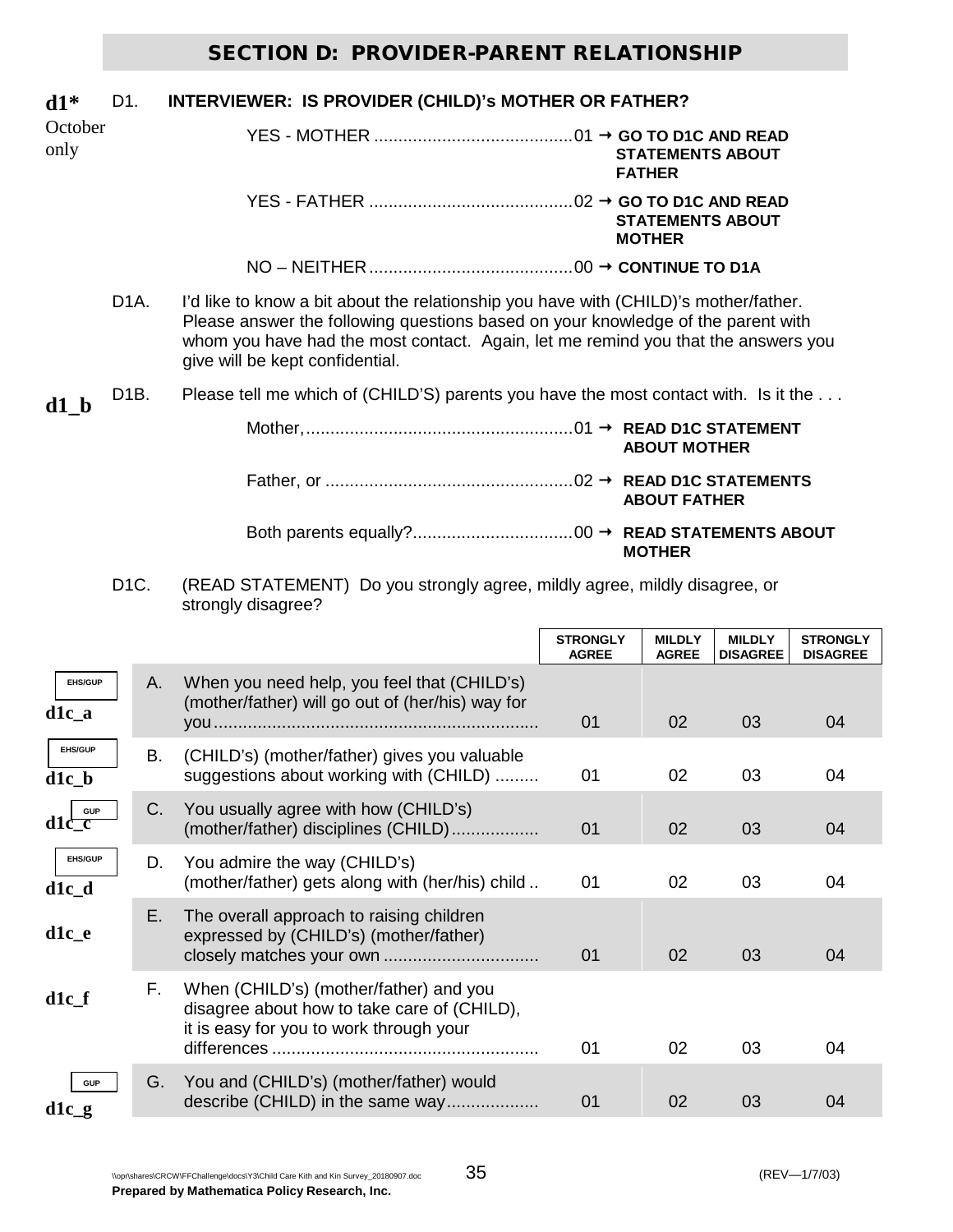## SECTION D: PROVIDER-PARENT RELATIONSHIP

**d1*** October only

D1. **INTERVIEWER: IS PROVIDER (CHILD)'s MOTHER OR FATHER?**

YES - MOTHER ........................................01 → **GO TO D1C AND READ STATEMENTS ABOUT FATHER**

YES - FATHER .........................................02 → **GO TO D1C AND READ STATEMENTS ABOUT MOTHER**

NO – NEITHER.........................................00 → **CONTINUE TO D1A**

D1A. I'd like to know a bit about the relationship you have with (CHILD)'s mother/father. Please answer the following questions based on your knowledge of the parent with whom you have had the most contact. Again, let me remind you that the answers you give will be kept confidential.

**d1_b**

D1B. Please tell me which of (CHILD'S) parents you have the most contact with. Is it the . . .

Mother,......................................................01 → **READ D1C STATEMENT ABOUT MOTHER**

Father, or ..................................................02 → **READ D1C STATEMENTS ABOUT FATHER**

Both parents equally?................................00 → **READ STATEMENTS ABOUT MOTHER**

D1C. (READ STATEMENT) Do you strongly agree, mildly agree, mildly disagree, or strongly disagree?

| | | | STRONGLY AGREE | MILDLY AGREE | MILDLY DISAGREE | STRONGLY DISAGREE |
|---|---|---|---|---|---|---|
| EHS/GUP **d1c_a** | A. | When you need help, you feel that (CHILD's) (mother/father) will go out of (her/his) way for you.................................................................. | 01 | 02 | 03 | 04 |
| EHS/GUP **d1c_b** | B. | (CHILD's) (mother/father) gives you valuable suggestions about working with (CHILD) ......... | 01 | 02 | 03 | 04 |
| GUP **d1c_c** | C. | You usually agree with how (CHILD's) (mother/father) disciplines (CHILD)................. | 01 | 02 | 03 | 04 |
| EHS/GUP **d1c_d** | D. | You admire the way (CHILD's) (mother/father) gets along with (her/his) child .. | 01 | 02 | 03 | 04 |
| **d1c_e** | E. | The overall approach to raising children expressed by (CHILD's) (mother/father) closely matches your own ............................... | 01 | 02 | 03 | 04 |
| **d1c_f** | F. | When (CHILD's) (mother/father) and you disagree about how to take care of (CHILD), it is easy for you to work through your differences ...................................................... | 01 | 02 | 03 | 04 |
| GUP **d1c_g** | G. | You and (CHILD's) (mother/father) would describe (CHILD) in the same way.................. | 01 | 02 | 03 | 04 |

\\opr\shares\CRCW\FFChallenge\docs\Y3\Child Care Kith and Kin Survey_20180907.doc (REV—1/7/03)

**Prepared by Mathematica Policy Research, Inc.**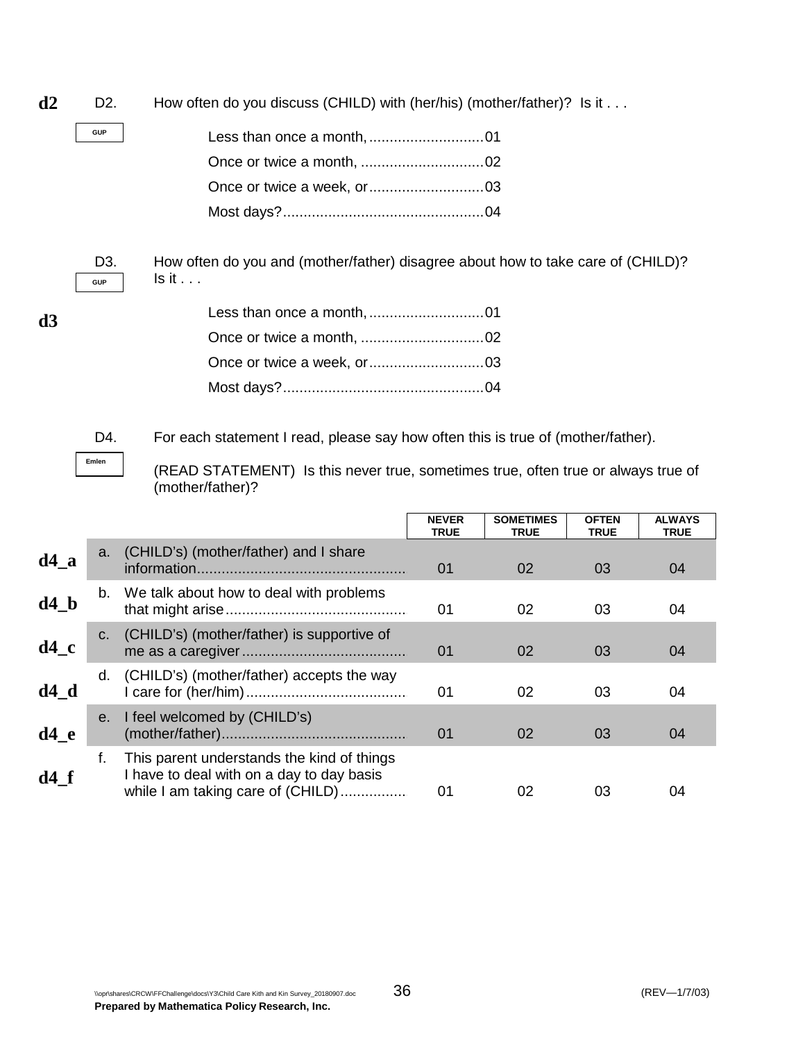**d2** D2. How often do you discuss (CHILD) with (her/his) (mother/father)? Is it . . .

GUP

Less than once a month, ............................01
Once or twice a month, ..............................02
Once or twice a week, or............................03
Most days?.................................................04

D3. How often do you and (mother/father) disagree about how to take care of (CHILD)? Is it . . .

GUP

**d3**

Less than once a month, ............................01
Once or twice a month, ..............................02
Once or twice a week, or............................03
Most days?.................................................04

D4. For each statement I read, please say how often this is true of (mother/father).

Emlen

(READ STATEMENT) Is this never true, sometimes true, often true or always true of (mother/father)?

| | | NEVER TRUE | SOMETIMES TRUE | OFTEN TRUE | ALWAYS TRUE |
|---|---|---|---|---|---|
| **d4_a** | a. (CHILD's) (mother/father) and I share information.................................................. | 01 | 02 | 03 | 04 |
| **d4_b** | b. We talk about how to deal with problems that might arise........................................... | 01 | 02 | 03 | 04 |
| **d4_c** | c. (CHILD's) (mother/father) is supportive of me as a caregiver....................................... | 01 | 02 | 03 | 04 |
| **d4_d** | d. (CHILD's) (mother/father) accepts the way I care for (her/him)...................................... | 01 | 02 | 03 | 04 |
| **d4_e** | e. I feel welcomed by (CHILD's) (mother/father)............................................ | 01 | 02 | 03 | 04 |
| **d4_f** | f. This parent understands the kind of things I have to deal with on a day to day basis while I am taking care of (CHILD)................ | 01 | 02 | 03 | 04 |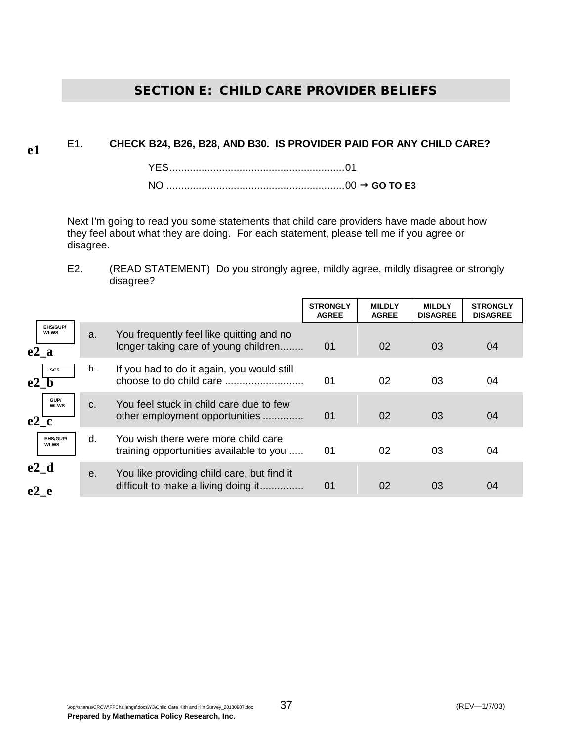# SECTION E: CHILD CARE PROVIDER BELIEFS

e1

E1. **CHECK B24, B26, B28, AND B30. IS PROVIDER PAID FOR ANY CHILD CARE?**

YES............................................................01

NO .............................................................00 → **GO TO E3**

Next I'm going to read you some statements that child care providers have made about how they feel about what they are doing. For each statement, please tell me if you agree or disagree.

E2. (READ STATEMENT) Do you strongly agree, mildly agree, mildly disagree or strongly disagree?

| | | | STRONGLY AGREE | MILDLY AGREE | MILDLY DISAGREE | STRONGLY DISAGREE |
|---|---|---|---|---|---|---|
| EHS/GUP/WLWS e2_a | a. | You frequently feel like quitting and no longer taking care of young children........ | 01 | 02 | 03 | 04 |
| SCS e2_b | b. | If you had to do it again, you would still choose to do child care ........................... | 01 | 02 | 03 | 04 |
| GUP/WLWS e2_c | c. | You feel stuck in child care due to few other employment opportunities .............. | 01 | 02 | 03 | 04 |
| EHS/GUP/WLWS e2_d | d. | You wish there were more child care training opportunities available to you ..... | 01 | 02 | 03 | 04 |
| e2_e | e. | You like providing child care, but find it difficult to make a living doing it............... | 01 | 02 | 03 | 04 |

\\opr\shares\CRCW\FFChallenge\docs\Y3\Child Care Kith and Kin Survey_20180907.doc (REV—1/7/03)

**Prepared by Mathematica Policy Research, Inc.**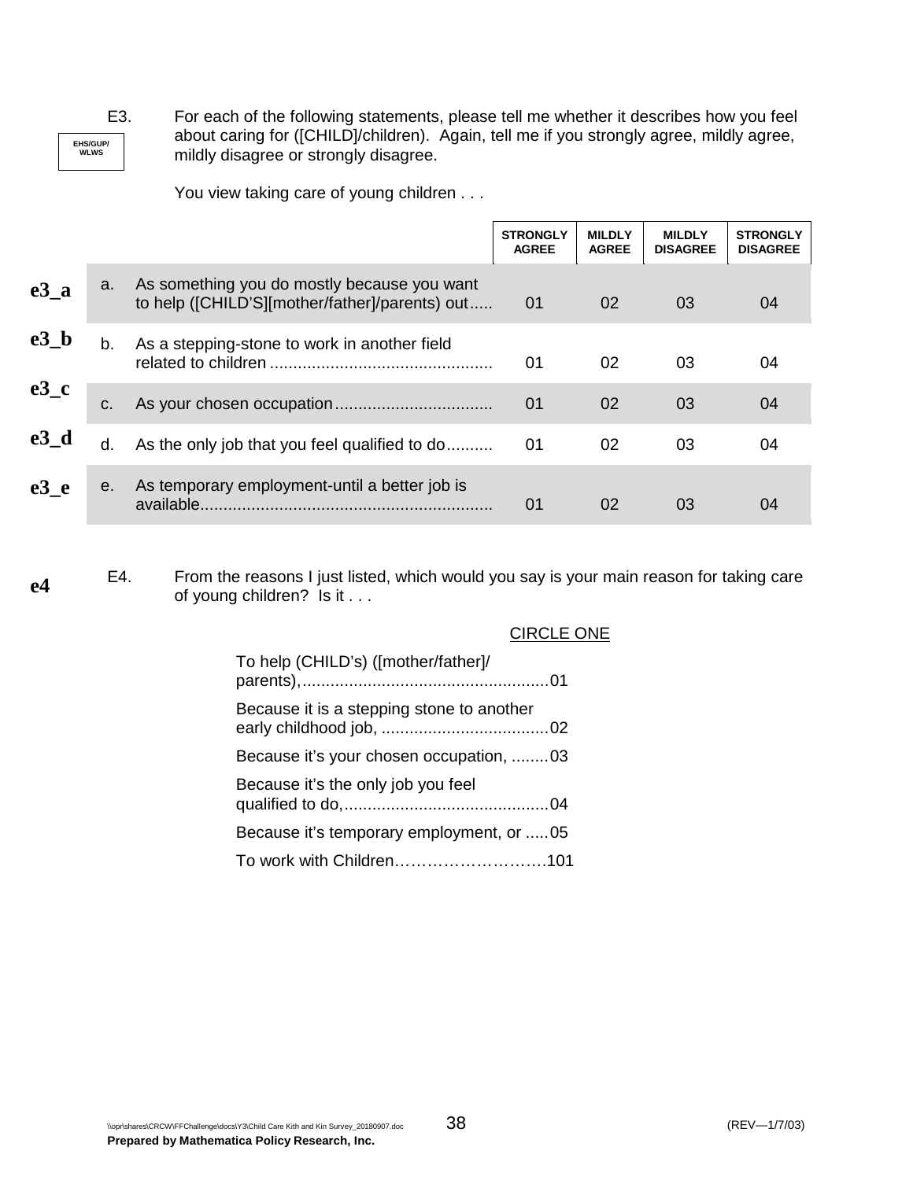E3. For each of the following statements, please tell me whether it describes how you feel about caring for ([CHILD]/children). Again, tell me if you strongly agree, mildly agree, mildly disagree or strongly disagree.

EHS/GUP/ WLWS

You view taking care of young children . . .

| | | | STRONGLY AGREE | MILDLY AGREE | MILDLY DISAGREE | STRONGLY DISAGREE |
|---|---|---|---|---|---|---|
| e3_a | a. | As something you do mostly because you want to help ([CHILD'S][mother/father]/parents) out..... | 01 | 02 | 03 | 04 |
| e3_b | b. | As a stepping-stone to work in another field related to children ............................................... | 01 | 02 | 03 | 04 |
| e3_c | c. | As your chosen occupation................................. | 01 | 02 | 03 | 04 |
| e3_d | d. | As the only job that you feel qualified to do.......... | 01 | 02 | 03 | 04 |
| e3_e | e. | As temporary employment-until a better job is available............................................................. | 01 | 02 | 03 | 04 |

**e4** E4. From the reasons I just listed, which would you say is your main reason for taking care of young children? Is it . . .

CIRCLE ONE

To help (CHILD's) ([mother/father]/ parents),....................................................01

Because it is a stepping stone to another early childhood job, ...................................02

Because it's your chosen occupation, ........03

Because it's the only job you feel qualified to do,...........................................04

Because it's temporary employment, or .....05

To work with Children……………………….101

\\opr\shares\CRCW\FFChallenge\docs\Y3\Child Care Kith and Kin Survey_20180907.doc (REV—1/7/03)

**Prepared by Mathematica Policy Research, Inc.**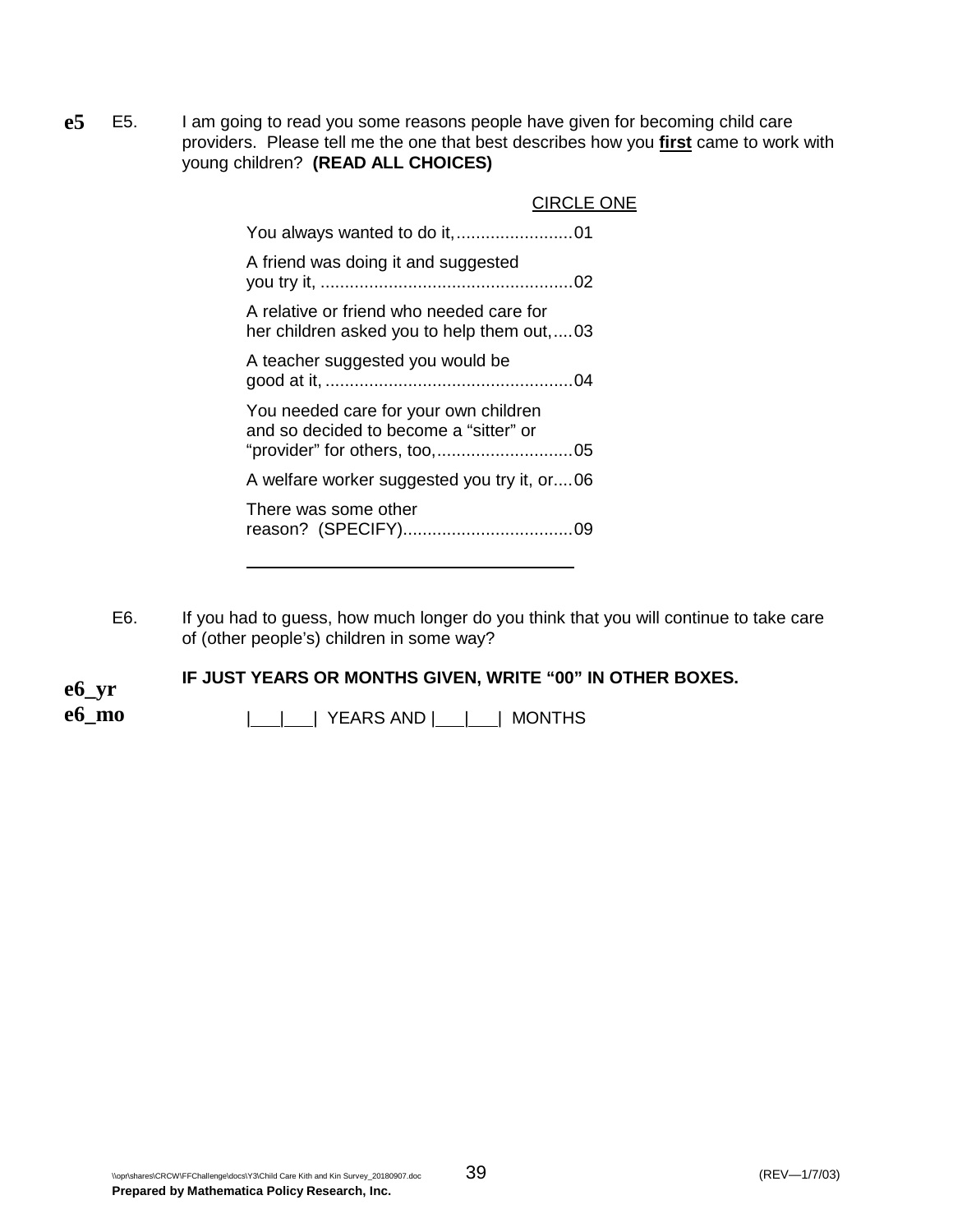**e5** E5. I am going to read you some reasons people have given for becoming child care providers. Please tell me the one that best describes how you **first** came to work with young children? **(READ ALL CHOICES)**

CIRCLE ONE

You always wanted to do it,........................01

A friend was doing it and suggested you try it, ....................................................02

A relative or friend who needed care for her children asked you to help them out,....03

A teacher suggested you would be good at it, ..................................................04

You needed care for your own children and so decided to become a "sitter" or "provider" for others, too,............................05

A welfare worker suggested you try it, or....06

There was some other reason? (SPECIFY)...................................09

\_\_\_\_\_\_\_\_\_\_\_\_\_\_\_\_\_\_\_\_\_\_\_\_\_\_\_\_\_\_\_\_\_\_\_\_

E6. If you had to guess, how much longer do you think that you will continue to take care of (other people's) children in some way?

**e6_yr**
**e6_mo**

**IF JUST YEARS OR MONTHS GIVEN, WRITE "00" IN OTHER BOXES.**

|___|___| YEARS AND |___|___| MONTHS

\\opr\shares\CRCW\FFChallenge\docs\Y3\Child Care Kith and Kin Survey_20180907.doc (REV—1/7/03)

**Prepared by Mathematica Policy Research, Inc.**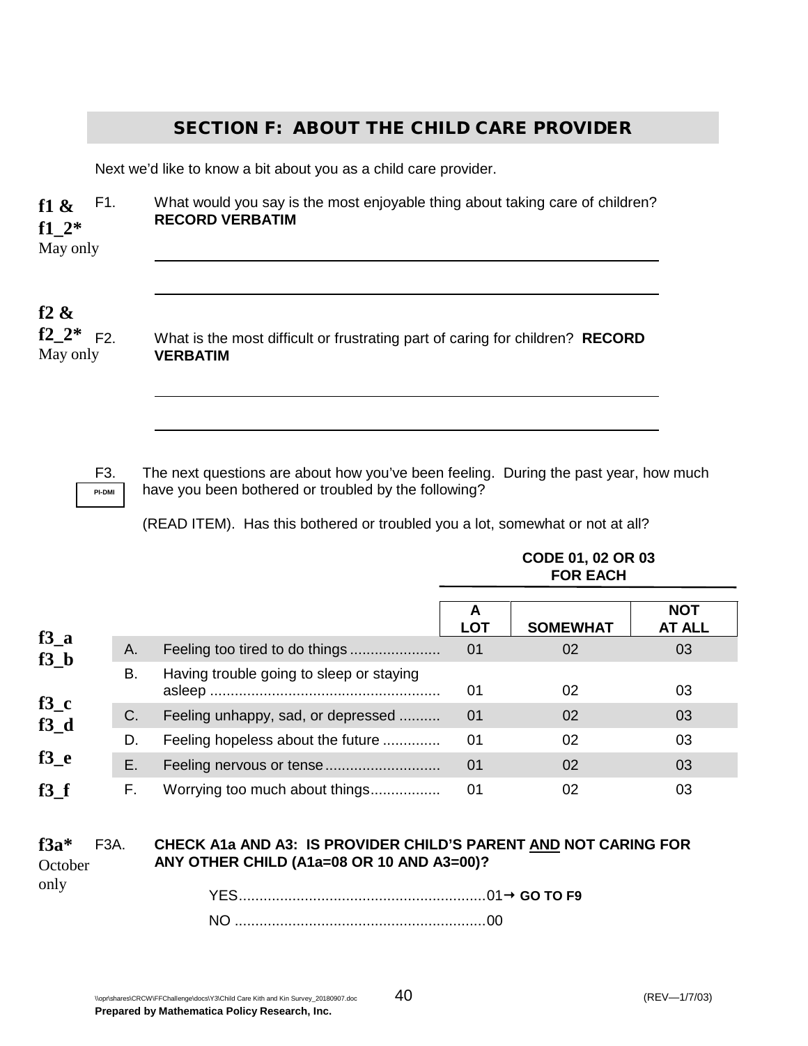## SECTION F: ABOUT THE CHILD CARE PROVIDER

Next we'd like to know a bit about you as a child care provider.

**f1 & f1_2*** May only

F1. What would you say is the most enjoyable thing about taking care of children? **RECORD VERBATIM**

______________________________________________________________

______________________________________________________________

**f2 & f2_2*** May only

F2. What is the most difficult or frustrating part of caring for children? **RECORD VERBATIM**

______________________________________________________________

______________________________________________________________

F3. PI-DMI

The next questions are about how you've been feeling. During the past year, how much have you been bothered or troubled by the following?

(READ ITEM). Has this bothered or troubled you a lot, somewhat or not at all?

| | | | **CODE 01, 02 OR 03 FOR EACH** | | |
|---|---|---|---|---|---|
| | | | **A LOT** | **SOMEWHAT** | **NOT AT ALL** |
| **f3_a** | A. | Feeling too tired to do things ...................... | 01 | 02 | 03 |
| **f3_b** | B. | Having trouble going to sleep or staying asleep ........................................................ | 01 | 02 | 03 |
| **f3_c** | C. | Feeling unhappy, sad, or depressed .......... | 01 | 02 | 03 |
| **f3_d** | D. | Feeling hopeless about the future .............. | 01 | 02 | 03 |
| **f3_e** | E. | Feeling nervous or tense............................ | 01 | 02 | 03 |
| **f3_f** | F. | Worrying too much about things................. | 01 | 02 | 03 |

**f3a*** October only

F3A. **CHECK A1a AND A3: IS PROVIDER CHILD'S PARENT AND NOT CARING FOR ANY OTHER CHILD (A1a=08 OR 10 AND A3=00)?**

YES............................................................01 → **GO TO F9**

NO .............................................................00

\\opr\shares\CRCW\FFChallenge\docs\Y3\Child Care Kith and Kin Survey_20180907.doc (REV—1/7/03)

**Prepared by Mathematica Policy Research, Inc.**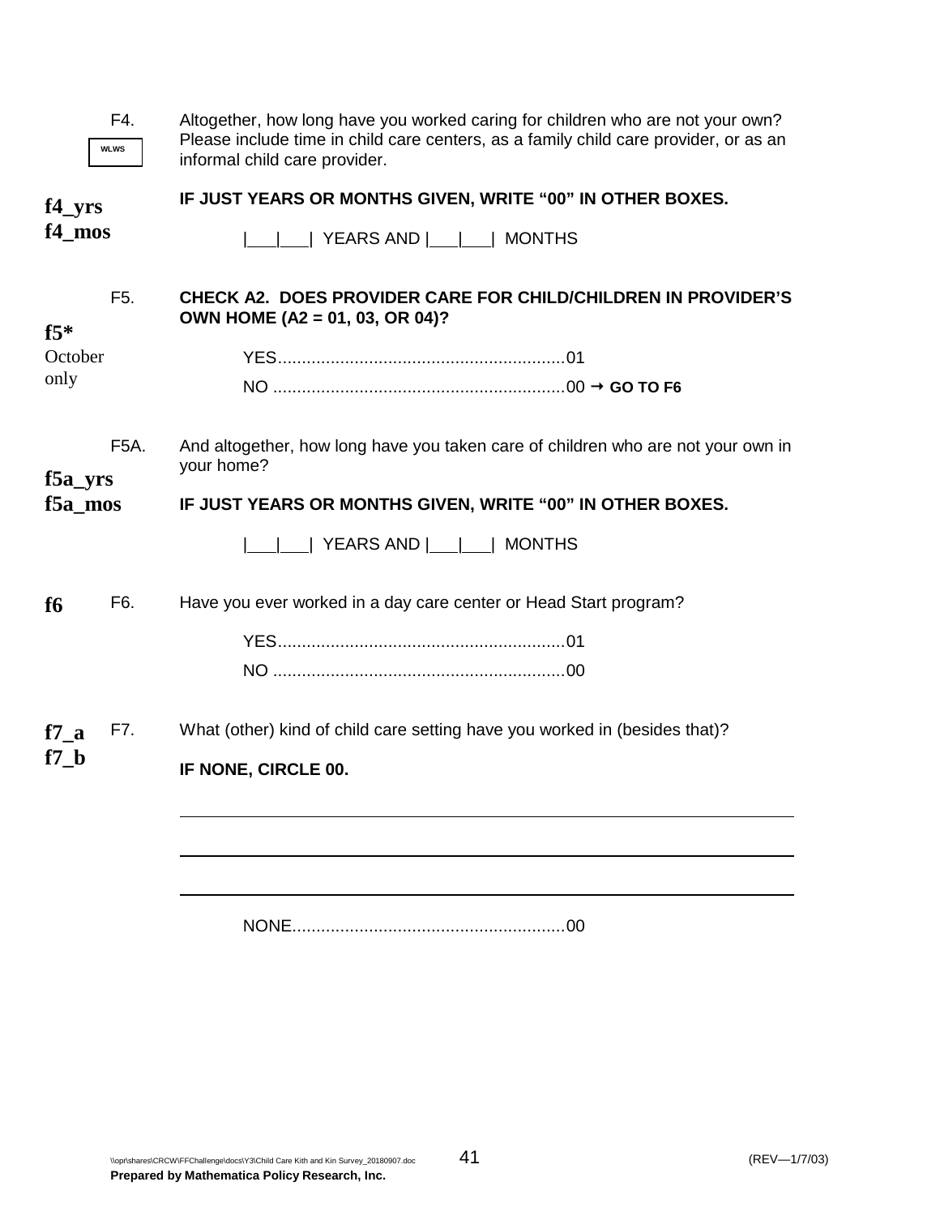**WLWS**

**f4_yrs**
**f4_mos**

F4. Altogether, how long have you worked caring for children who are not your own? Please include time in child care centers, as a family child care provider, or as an informal child care provider.

**IF JUST YEARS OR MONTHS GIVEN, WRITE "00" IN OTHER BOXES.**

|___|___| YEARS AND |___|___| MONTHS

**f5***
October only

F5. **CHECK A2. DOES PROVIDER CARE FOR CHILD/CHILDREN IN PROVIDER'S OWN HOME (A2 = 01, 03, OR 04)?**

YES............................................................01

NO ............................................................00 → **GO TO F6**

**f5a_yrs**
**f5a_mos**

F5A. And altogether, how long have you taken care of children who are not your own in your home?

**IF JUST YEARS OR MONTHS GIVEN, WRITE "00" IN OTHER BOXES.**

|___|___| YEARS AND |___|___| MONTHS

**f6**

F6. Have you ever worked in a day care center or Head Start program?

YES............................................................01

NO ............................................................00

**f7_a**
**f7_b**

F7. What (other) kind of child care setting have you worked in (besides that)?

**IF NONE, CIRCLE 00.**

______________________________________________________________

______________________________________________________________

______________________________________________________________

NONE.........................................................00

\\opr\shares\CRCW\FFChallenge\docs\Y3\Child Care Kith and Kin Survey_20180907.doc (REV—1/7/03)

**Prepared by Mathematica Policy Research, Inc.**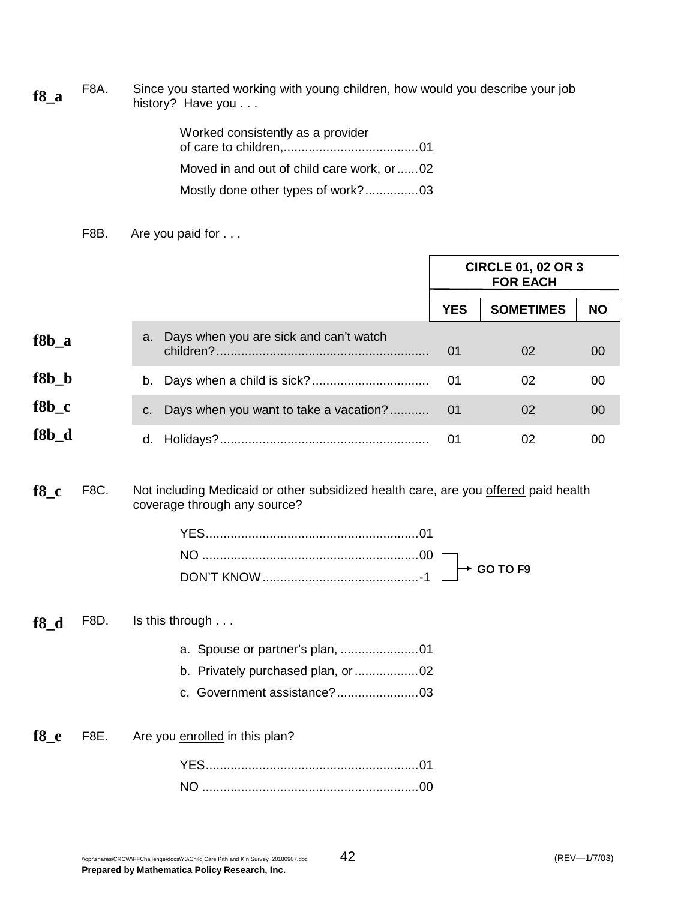**f8_a** F8A. Since you started working with young children, how would you describe your job history? Have you . . .

Worked consistently as a provider of care to children,...................................... 01

Moved in and out of child care work, or...... 02

Mostly done other types of work?............... 03

F8B. Are you paid for . . .

| | | CIRCLE 01, 02 OR 3 FOR EACH | | |
|---|---|---|---|---|
| | | YES | SOMETIMES | NO |
| f8b_a | a. Days when you are sick and can't watch children?........................................................... | 01 | 02 | 00 |
| f8b_b | b. Days when a child is sick?................................. | 01 | 02 | 00 |
| f8b_c | c. Days when you want to take a vacation?........... | 01 | 02 | 00 |
| f8b_d | d. Holidays?........................................................... | 01 | 02 | 00 |

**f8_c** F8C. Not including Medicaid or other subsidized health care, are you <u>offered</u> paid health coverage through any source?

YES........................................................... 01

NO ............................................................ 00 → GO TO F9

DON'T KNOW............................................ -1 → GO TO F9

**f8_d** F8D. Is this through . . .

a. Spouse or partner's plan, ...................... 01

b. Privately purchased plan, or.................. 02

c. Government assistance?....................... 03

**f8_e** F8E. Are you <u>enrolled</u> in this plan?

YES........................................................... 01

NO ............................................................ 00

\\opr\shares\CRCW\FFChallenge\docs\Y3\Child Care Kith and Kin Survey_20180907.doc (REV—1/7/03)

**Prepared by Mathematica Policy Research, Inc.**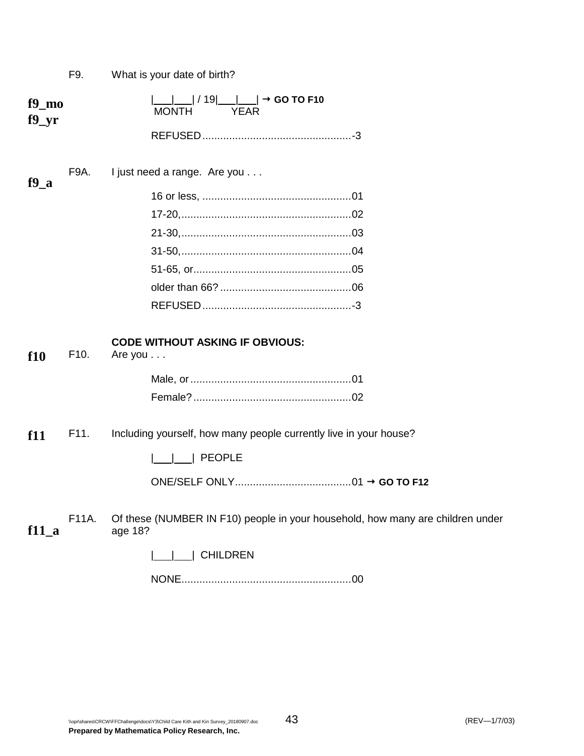**f9_mo**
**f9_yr**

F9. What is your date of birth?

|___|___| / 19|___|___| → **GO TO F10**
MONTH YEAR

REFUSED..................................................-3

**f9_a**

F9A. I just need a range. Are you . . .

16 or less, ..................................................01
17-20,.........................................................02
21-30,.........................................................03
31-50,.........................................................04
51-65, or.....................................................05
older than 66?............................................06
REFUSED..................................................-3

**f10**

**CODE WITHOUT ASKING IF OBVIOUS:**

F10. Are you . . .

Male, or......................................................01
Female?.....................................................02

**f11**

F11. Including yourself, how many people currently live in your house?

|___|___| PEOPLE

ONE/SELF ONLY.......................................01 → **GO TO F12**

**f11_a**

F11A. Of these (NUMBER IN F10) people in your household, how many are children under age 18?

|___|___| CHILDREN

NONE.........................................................00

\\opr\shares\CRCW\FFChallenge\docs\Y3\Child Care Kith and Kin Survey_20180907.doc (REV—1/7/03)
**Prepared by Mathematica Policy Research, Inc.**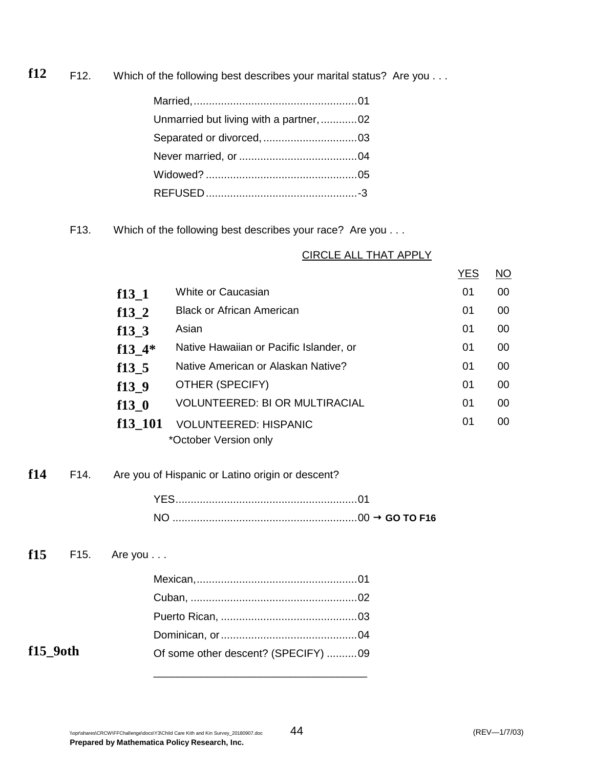**f12** F12. Which of the following best describes your marital status? Are you . . .

Married,......................................................01
Unmarried but living with a partner,............02
Separated or divorced,...............................03
Never married, or.......................................04
Widowed?..................................................05
REFUSED..................................................-3

F13. Which of the following best describes your race? Are you . . .

CIRCLE ALL THAT APPLY

| | | YES | NO |
|---|---|---|---|
| **f13_1** | White or Caucasian | 01 | 00 |
| **f13_2** | Black or African American | 01 | 00 |
| **f13_3** | Asian | 01 | 00 |
| **f13_4*** | Native Hawaiian or Pacific Islander, or | 01 | 00 |
| **f13_5** | Native American or Alaskan Native? | 01 | 00 |
| **f13_9** | OTHER (SPECIFY) | 01 | 00 |
| **f13_0** | VOLUNTEERED: BI OR MULTIRACIAL | 01 | 00 |
| **f13_101** | VOLUNTEERED: HISPANIC | 01 | 00 |

*October Version only

**f14** F14. Are you of Hispanic or Latino origin or descent?

YES............................................................01
NO .............................................................00 → **GO TO F16**

**f15** F15. Are you . . .

Mexican,.....................................................01
Cuban, .......................................................02
Puerto Rican, .............................................03
Dominican, or.............................................04

**f15_9oth** Of some other descent? (SPECIFY) ..........09

___________________________________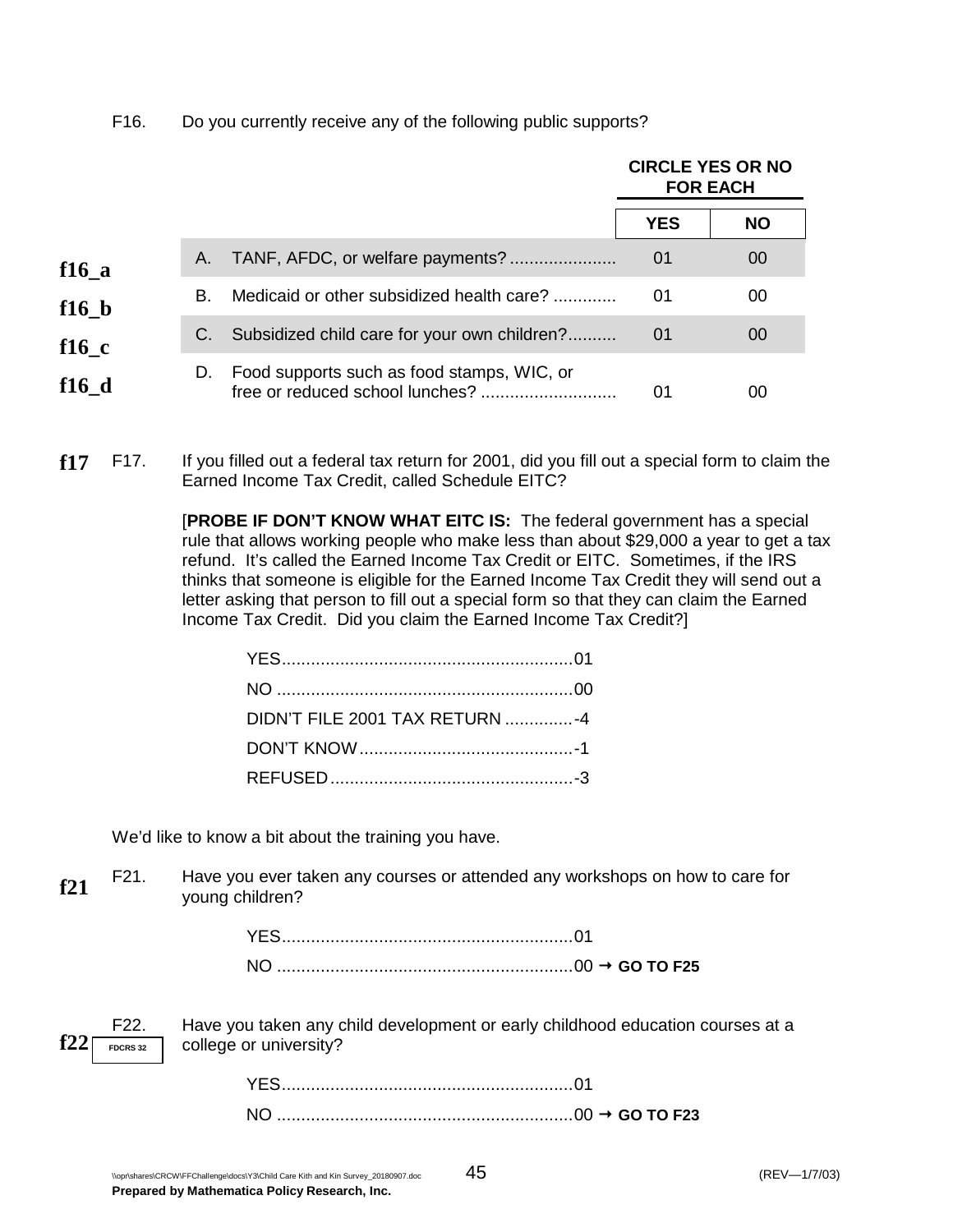F16. Do you currently receive any of the following public supports?

| | | | CIRCLE YES OR NO FOR EACH | |
|---|---|---|---|---|
| | | | **YES** | **NO** |
| **f16_a** | A. | TANF, AFDC, or welfare payments? | 01 | 00 |
| **f16_b** | B. | Medicaid or other subsidized health care? | 01 | 00 |
| **f16_c** | C. | Subsidized child care for your own children? | 01 | 00 |
| **f16_d** | D. | Food supports such as food stamps, WIC, or free or reduced school lunches? | 01 | 00 |

**f17** F17. If you filled out a federal tax return for 2001, did you fill out a special form to claim the Earned Income Tax Credit, called Schedule EITC?

[**PROBE IF DON'T KNOW WHAT EITC IS:** The federal government has a special rule that allows working people who make less than about $29,000 a year to get a tax refund. It's called the Earned Income Tax Credit or EITC. Sometimes, if the IRS thinks that someone is eligible for the Earned Income Tax Credit they will send out a letter asking that person to fill out a special form so that they can claim the Earned Income Tax Credit. Did you claim the Earned Income Tax Credit?]

- YES.......01
- NO.......00
- DIDN'T FILE 2001 TAX RETURN.......-4
- DON'T KNOW.......-1
- REFUSED.......-3

We'd like to know a bit about the training you have.

**f21** F21. Have you ever taken any courses or attended any workshops on how to care for young children?

- YES.......01
- NO.......00 → **GO TO F25**

**f22** F22. FDCRS 32 Have you taken any child development or early childhood education courses at a college or university?

- YES.......01
- NO.......00 → **GO TO F23**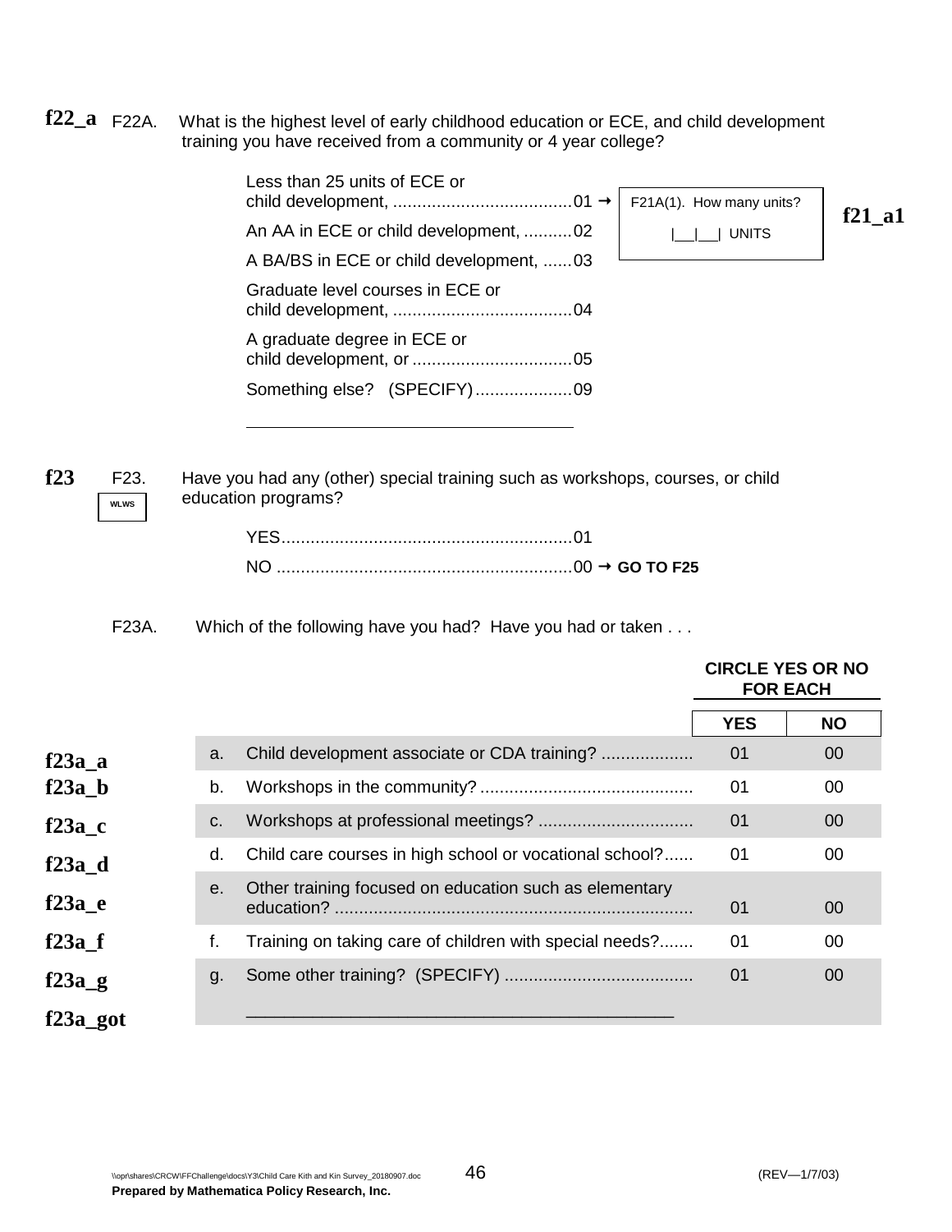**f22_a** F22A. What is the highest level of early childhood education or ECE, and child development training you have received from a community or 4 year college?

- Less than 25 units of ECE or child development, ....................................01 → F21A(1). How many units? |__|__| UNITS **f21_a1**
- An AA in ECE or child development, ..........02
- A BA/BS in ECE or child development, ......03
- Graduate level courses in ECE or child development, ....................................04
- A graduate degree in ECE or child development, or ................................05
- Something else? (SPECIFY)....................09

\_\_\_\_\_\_\_\_\_\_\_\_\_\_\_\_\_\_\_\_\_\_\_\_\_\_\_\_\_\_\_\_\_\_\_\_

**f23** F23. WLWS Have you had any (other) special training such as workshops, courses, or child education programs?

- YES...........................................................01
- NO ............................................................00 → **GO TO F25**

F23A. Which of the following have you had? Have you had or taken . . .

| | | | CIRCLE YES OR NO FOR EACH | |
|---|---|---|---|---|
| | | | **YES** | **NO** |
| **f23a_a** | a. | Child development associate or CDA training? .................. | 01 | 00 |
| **f23a_b** | b. | Workshops in the community? ........................................... | 01 | 00 |
| **f23a_c** | c. | Workshops at professional meetings? ................................ | 01 | 00 |
| **f23a_d** | d. | Child care courses in high school or vocational school?...... | 01 | 00 |
| **f23a_e** | e. | Other training focused on education such as elementary education? ......................................................................... | 01 | 00 |
| **f23a_f** | f. | Training on taking care of children with special needs?....... | 01 | 00 |
| **f23a_g** | g. | Some other training? (SPECIFY) ...................................... | 01 | 00 |
| **f23a_got** | | \_\_\_\_\_\_\_\_\_\_\_\_\_\_\_\_\_\_\_\_\_\_\_\_\_\_\_\_\_\_\_\_\_\_\_\_\_\_\_\_\_\_\_ | | |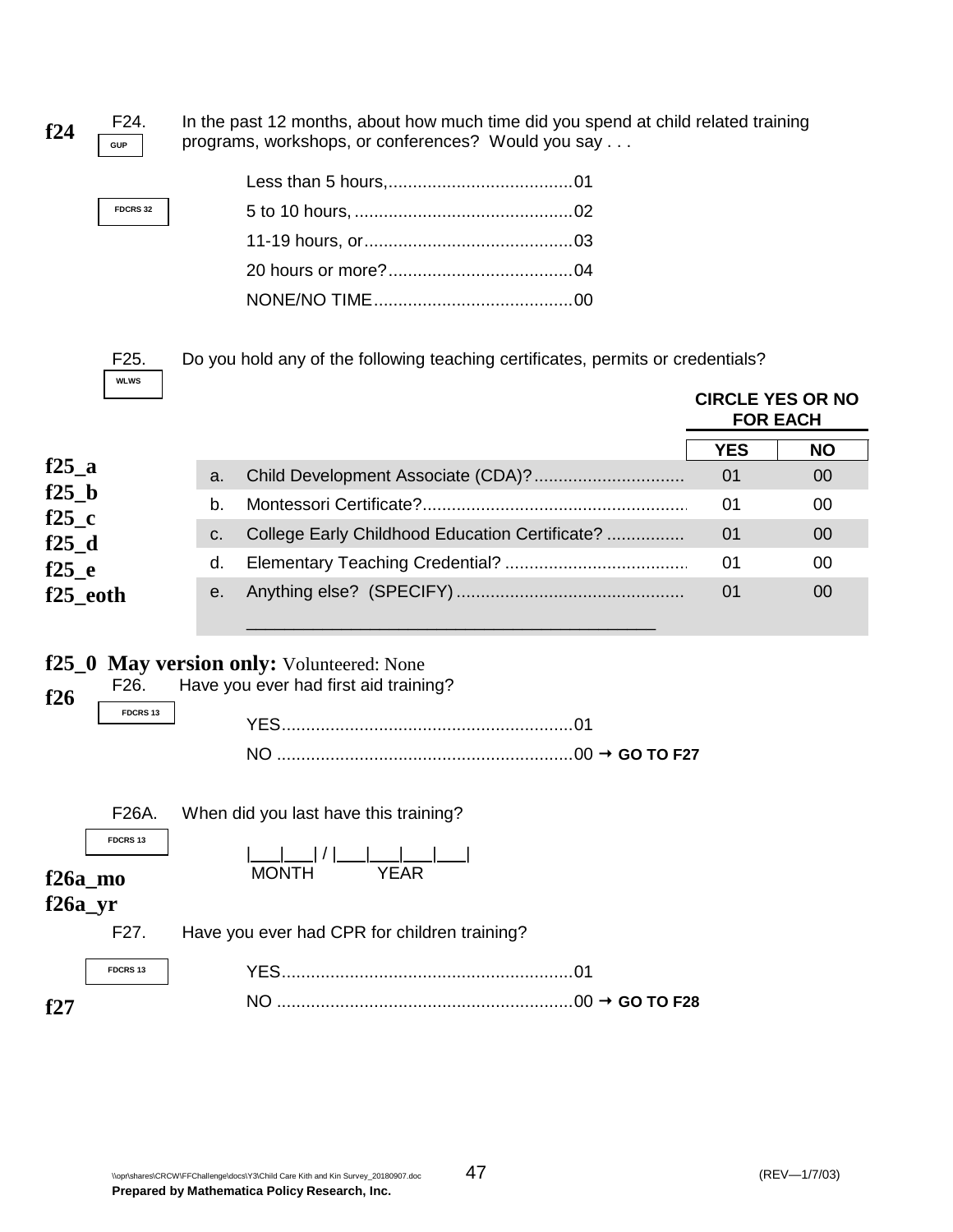**f24** F24. GUP In the past 12 months, about how much time did you spend at child related training programs, workshops, or conferences? Would you say . . .

FDCRS 32

- Less than 5 hours,......................................01
- 5 to 10 hours, .............................................02
- 11-19 hours, or...........................................03
- 20 hours or more?......................................04
- NONE/NO TIME.........................................00

F25. WLWS Do you hold any of the following teaching certificates, permits or credentials?

| | | | CIRCLE YES OR NO FOR EACH | |
|---|---|---|---|---|
| | | | YES | NO |
| f25_a | a. | Child Development Associate (CDA)?............................... | 01 | 00 |
| f25_b | b. | Montessori Certificate?....................................................... | 01 | 00 |
| f25_c | c. | College Early Childhood Education Certificate? ................ | 01 | 00 |
| f25_d | d. | Elementary Teaching Credential? ...................................... | 01 | 00 |
| f25_e<br>f25_eoth | e. | Anything else? (SPECIFY) ............................................... ___________________________________________ | 01 | 00 |

**f25_0 May version only:** Volunteered: None

**f26** F26. FDCRS 13 Have you ever had first aid training?

- YES............................................................01
- NO .............................................................00 → **GO TO F27**

F26A. FDCRS 13 When did you last have this training?

|___|___| / |___|___|___|___|
MONTH YEAR

**f26a_mo**
**f26a_yr**

F27. FDCRS 13 Have you ever had CPR for children training?

**f27**

- YES............................................................01
- NO .............................................................00 → **GO TO F28**

\\opr\shares\CRCW\FFChallenge\docs\Y3\Child Care Kith and Kin Survey_20180907.doc (REV—1/7/03)
**Prepared by Mathematica Policy Research, Inc.**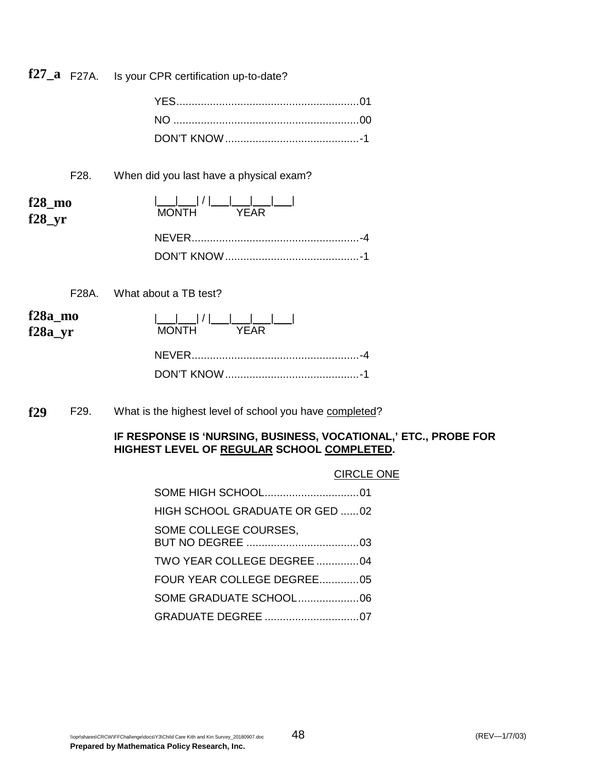**f27_a** F27A. Is your CPR certification up-to-date?

YES............................................................01
NO ............................................................00
DON'T KNOW............................................-1

F28. When did you last have a physical exam?

**f28_mo**
**f28_yr**

|___|___| / |___|___|___|___|
MONTH YEAR

NEVER.......................................................-4
DON'T KNOW............................................-1

F28A. What about a TB test?

**f28a_mo**
**f28a_yr**

|___|___| / |___|___|___|___|
MONTH YEAR

NEVER.......................................................-4
DON'T KNOW............................................-1

**f29** F29. What is the highest level of school you have completed?

**IF RESPONSE IS 'NURSING, BUSINESS, VOCATIONAL,' ETC., PROBE FOR HIGHEST LEVEL OF REGULAR SCHOOL COMPLETED.**

CIRCLE ONE

SOME HIGH SCHOOL...............................01
HIGH SCHOOL GRADUATE OR GED ......02
SOME COLLEGE COURSES,
BUT NO DEGREE .....................................03
TWO YEAR COLLEGE DEGREE ..............04
FOUR YEAR COLLEGE DEGREE.............05
SOME GRADUATE SCHOOL....................06
GRADUATE DEGREE ...............................07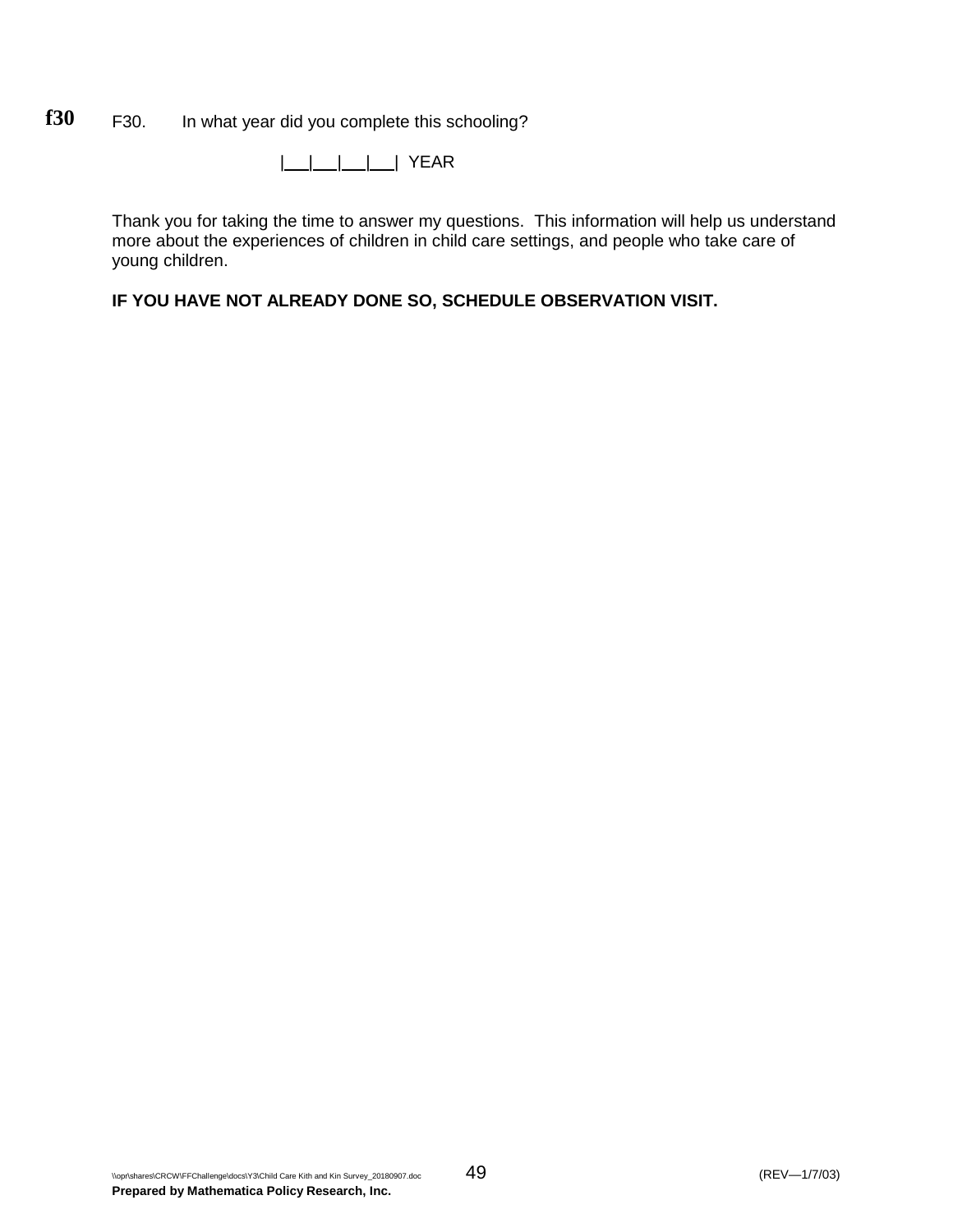**f30** F30. In what year did you complete this schooling?

|___|___|___|___| YEAR

Thank you for taking the time to answer my questions. This information will help us understand more about the experiences of children in child care settings, and people who take care of young children.

**IF YOU HAVE NOT ALREADY DONE SO, SCHEDULE OBSERVATION VISIT.**